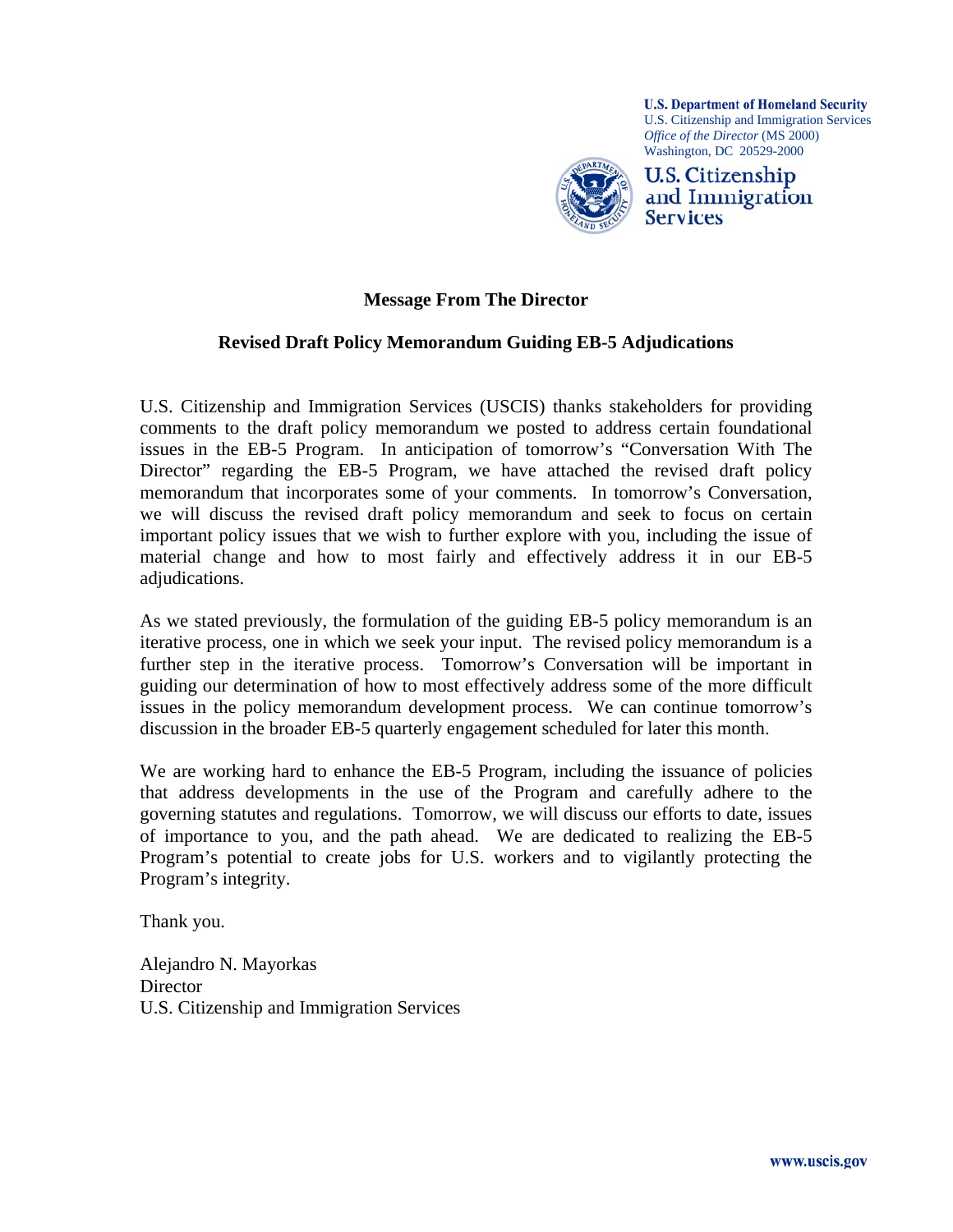**U.S. Department of Homeland Security**
U.S. Citizenship and Immigration Services
*Office of the Director* (MS 2000)
Washington, DC 20529-2000

**U.S. Citizenship and Immigration Services**

## Message From The Director

## Revised Draft Policy Memorandum Guiding EB-5 Adjudications

U.S. Citizenship and Immigration Services (USCIS) thanks stakeholders for providing comments to the draft policy memorandum we posted to address certain foundational issues in the EB-5 Program. In anticipation of tomorrow's "Conversation With The Director" regarding the EB-5 Program, we have attached the revised draft policy memorandum that incorporates some of your comments. In tomorrow's Conversation, we will discuss the revised draft policy memorandum and seek to focus on certain important policy issues that we wish to further explore with you, including the issue of material change and how to most fairly and effectively address it in our EB-5 adjudications.

As we stated previously, the formulation of the guiding EB-5 policy memorandum is an iterative process, one in which we seek your input. The revised policy memorandum is a further step in the iterative process. Tomorrow's Conversation will be important in guiding our determination of how to most effectively address some of the more difficult issues in the policy memorandum development process. We can continue tomorrow's discussion in the broader EB-5 quarterly engagement scheduled for later this month.

We are working hard to enhance the EB-5 Program, including the issuance of policies that address developments in the use of the Program and carefully adhere to the governing statutes and regulations. Tomorrow, we will discuss our efforts to date, issues of importance to you, and the path ahead. We are dedicated to realizing the EB-5 Program's potential to create jobs for U.S. workers and to vigilantly protecting the Program's integrity.

Thank you.

Alejandro N. Mayorkas
Director
U.S. Citizenship and Immigration Services

www.uscis.gov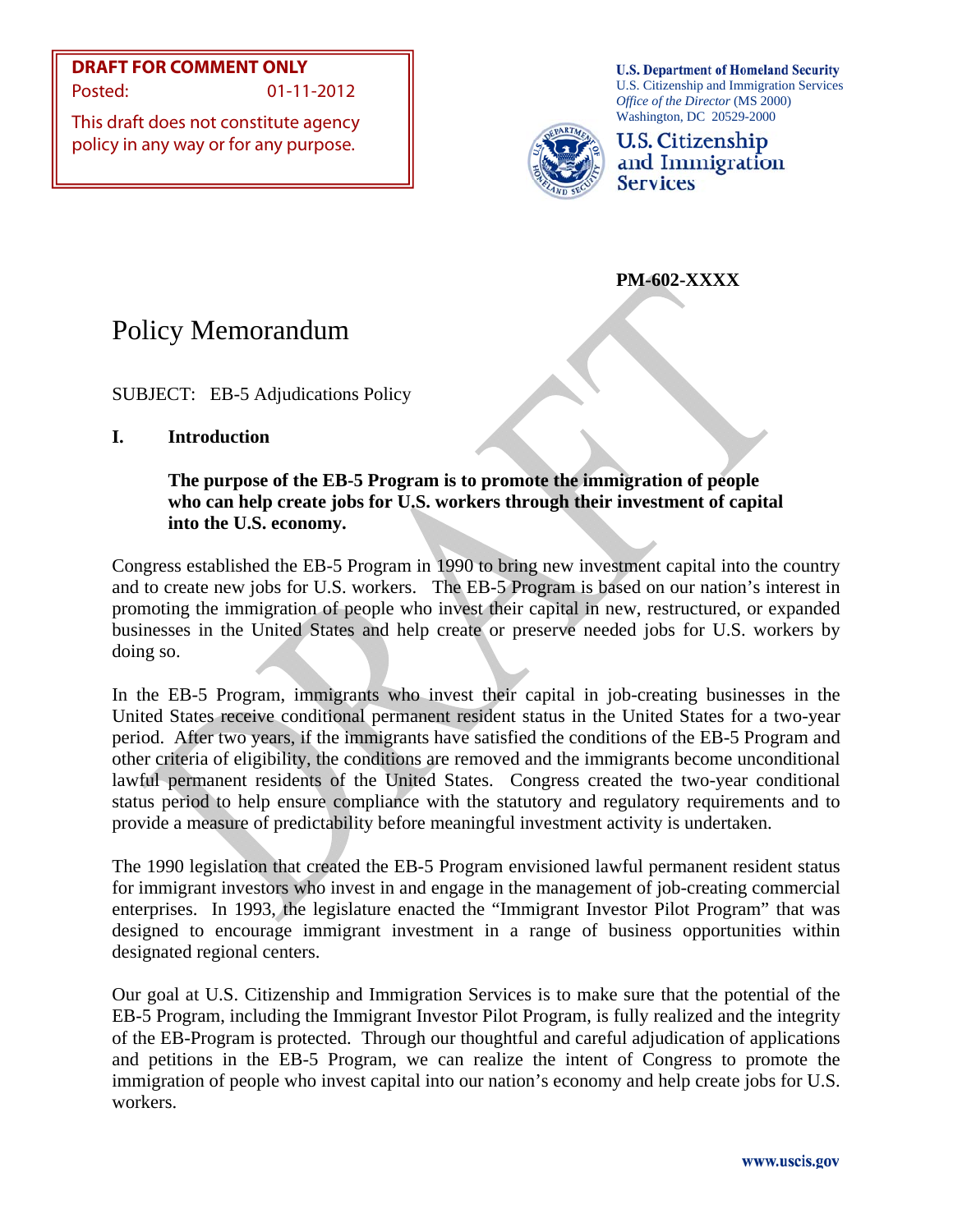DRAFT FOR COMMENT ONLY
Posted: 01-11-2012

This draft does not constitute agency policy in any way or for any purpose.

**U.S. Department of Homeland Security**
U.S. Citizenship and Immigration Services
*Office of the Director* (MS 2000)
Washington, DC 20529-2000

U.S. Citizenship and Immigration Services

**PM-602-XXXX**

# Policy Memorandum

SUBJECT: EB-5 Adjudications Policy

## I. Introduction

**The purpose of the EB-5 Program is to promote the immigration of people who can help create jobs for U.S. workers through their investment of capital into the U.S. economy.**

Congress established the EB-5 Program in 1990 to bring new investment capital into the country and to create new jobs for U.S. workers. The EB-5 Program is based on our nation's interest in promoting the immigration of people who invest their capital in new, restructured, or expanded businesses in the United States and help create or preserve needed jobs for U.S. workers by doing so.

In the EB-5 Program, immigrants who invest their capital in job-creating businesses in the United States receive conditional permanent resident status in the United States for a two-year period. After two years, if the immigrants have satisfied the conditions of the EB-5 Program and other criteria of eligibility, the conditions are removed and the immigrants become unconditional lawful permanent residents of the United States. Congress created the two-year conditional status period to help ensure compliance with the statutory and regulatory requirements and to provide a measure of predictability before meaningful investment activity is undertaken.

The 1990 legislation that created the EB-5 Program envisioned lawful permanent resident status for immigrant investors who invest in and engage in the management of job-creating commercial enterprises. In 1993, the legislature enacted the "Immigrant Investor Pilot Program" that was designed to encourage immigrant investment in a range of business opportunities within designated regional centers.

Our goal at U.S. Citizenship and Immigration Services is to make sure that the potential of the EB-5 Program, including the Immigrant Investor Pilot Program, is fully realized and the integrity of the EB-Program is protected. Through our thoughtful and careful adjudication of applications and petitions in the EB-5 Program, we can realize the intent of Congress to promote the immigration of people who invest capital into our nation's economy and help create jobs for U.S. workers.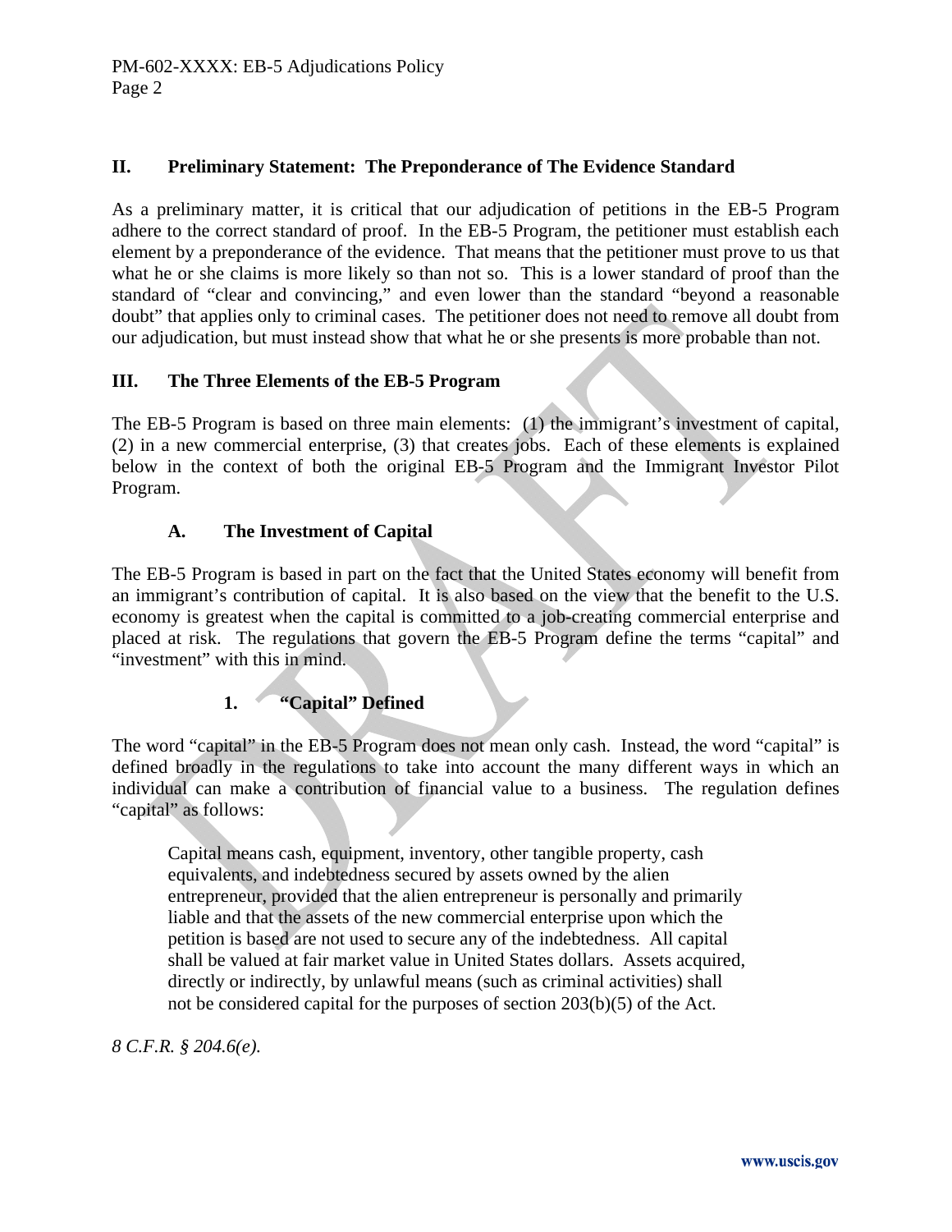## II. Preliminary Statement: The Preponderance of The Evidence Standard

As a preliminary matter, it is critical that our adjudication of petitions in the EB-5 Program adhere to the correct standard of proof. In the EB-5 Program, the petitioner must establish each element by a preponderance of the evidence. That means that the petitioner must prove to us that what he or she claims is more likely so than not so. This is a lower standard of proof than the standard of "clear and convincing," and even lower than the standard "beyond a reasonable doubt" that applies only to criminal cases. The petitioner does not need to remove all doubt from our adjudication, but must instead show that what he or she presents is more probable than not.

## III. The Three Elements of the EB-5 Program

The EB-5 Program is based on three main elements: (1) the immigrant's investment of capital, (2) in a new commercial enterprise, (3) that creates jobs. Each of these elements is explained below in the context of both the original EB-5 Program and the Immigrant Investor Pilot Program.

### A. The Investment of Capital

The EB-5 Program is based in part on the fact that the United States economy will benefit from an immigrant's contribution of capital. It is also based on the view that the benefit to the U.S. economy is greatest when the capital is committed to a job-creating commercial enterprise and placed at risk. The regulations that govern the EB-5 Program define the terms "capital" and "investment" with this in mind.

#### 1. "Capital" Defined

The word "capital" in the EB-5 Program does not mean only cash. Instead, the word "capital" is defined broadly in the regulations to take into account the many different ways in which an individual can make a contribution of financial value to a business. The regulation defines "capital" as follows:

> Capital means cash, equipment, inventory, other tangible property, cash equivalents, and indebtedness secured by assets owned by the alien entrepreneur, provided that the alien entrepreneur is personally and primarily liable and that the assets of the new commercial enterprise upon which the petition is based are not used to secure any of the indebtedness. All capital shall be valued at fair market value in United States dollars. Assets acquired, directly or indirectly, by unlawful means (such as criminal activities) shall not be considered capital for the purposes of section 203(b)(5) of the Act.

*8 C.F.R. § 204.6(e).*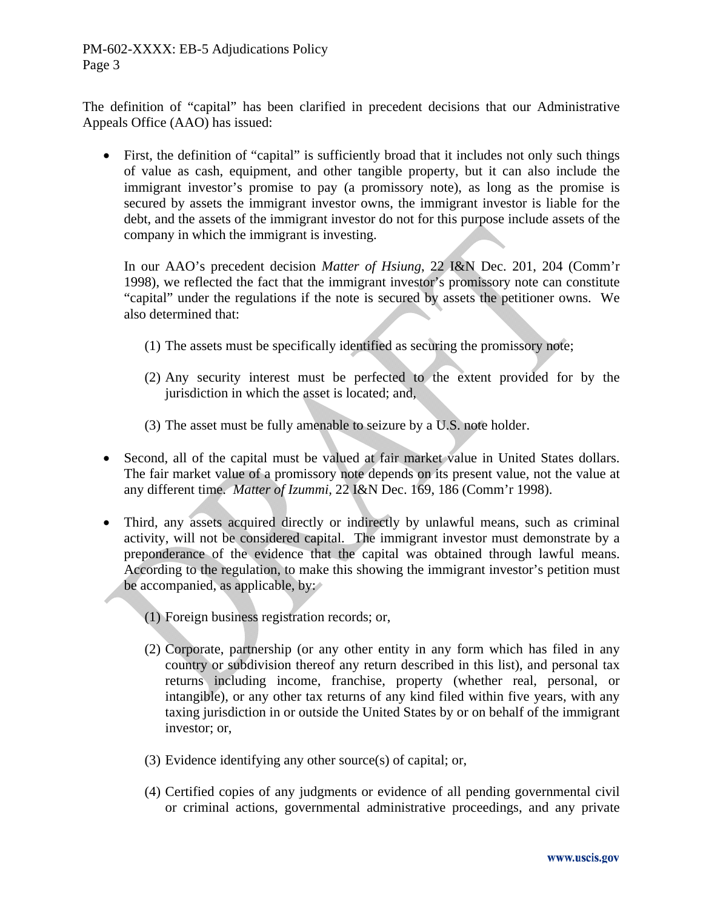The definition of "capital" has been clarified in precedent decisions that our Administrative Appeals Office (AAO) has issued:

- First, the definition of "capital" is sufficiently broad that it includes not only such things of value as cash, equipment, and other tangible property, but it can also include the immigrant investor's promise to pay (a promissory note), as long as the promise is secured by assets the immigrant investor owns, the immigrant investor is liable for the debt, and the assets of the immigrant investor do not for this purpose include assets of the company in which the immigrant is investing.

  In our AAO's precedent decision *Matter of Hsiung*, 22 I&N Dec. 201, 204 (Comm'r 1998), we reflected the fact that the immigrant investor's promissory note can constitute "capital" under the regulations if the note is secured by assets the petitioner owns. We also determined that:

  (1) The assets must be specifically identified as securing the promissory note;

  (2) Any security interest must be perfected to the extent provided for by the jurisdiction in which the asset is located; and,

  (3) The asset must be fully amenable to seizure by a U.S. note holder.

- Second, all of the capital must be valued at fair market value in United States dollars. The fair market value of a promissory note depends on its present value, not the value at any different time. *Matter of Izummi*, 22 I&N Dec. 169, 186 (Comm'r 1998).

- Third, any assets acquired directly or indirectly by unlawful means, such as criminal activity, will not be considered capital. The immigrant investor must demonstrate by a preponderance of the evidence that the capital was obtained through lawful means. According to the regulation, to make this showing the immigrant investor's petition must be accompanied, as applicable, by:

  (1) Foreign business registration records; or,

  (2) Corporate, partnership (or any other entity in any form which has filed in any country or subdivision thereof any return described in this list), and personal tax returns including income, franchise, property (whether real, personal, or intangible), or any other tax returns of any kind filed within five years, with any taxing jurisdiction in or outside the United States by or on behalf of the immigrant investor; or,

  (3) Evidence identifying any other source(s) of capital; or,

  (4) Certified copies of any judgments or evidence of all pending governmental civil or criminal actions, governmental administrative proceedings, and any private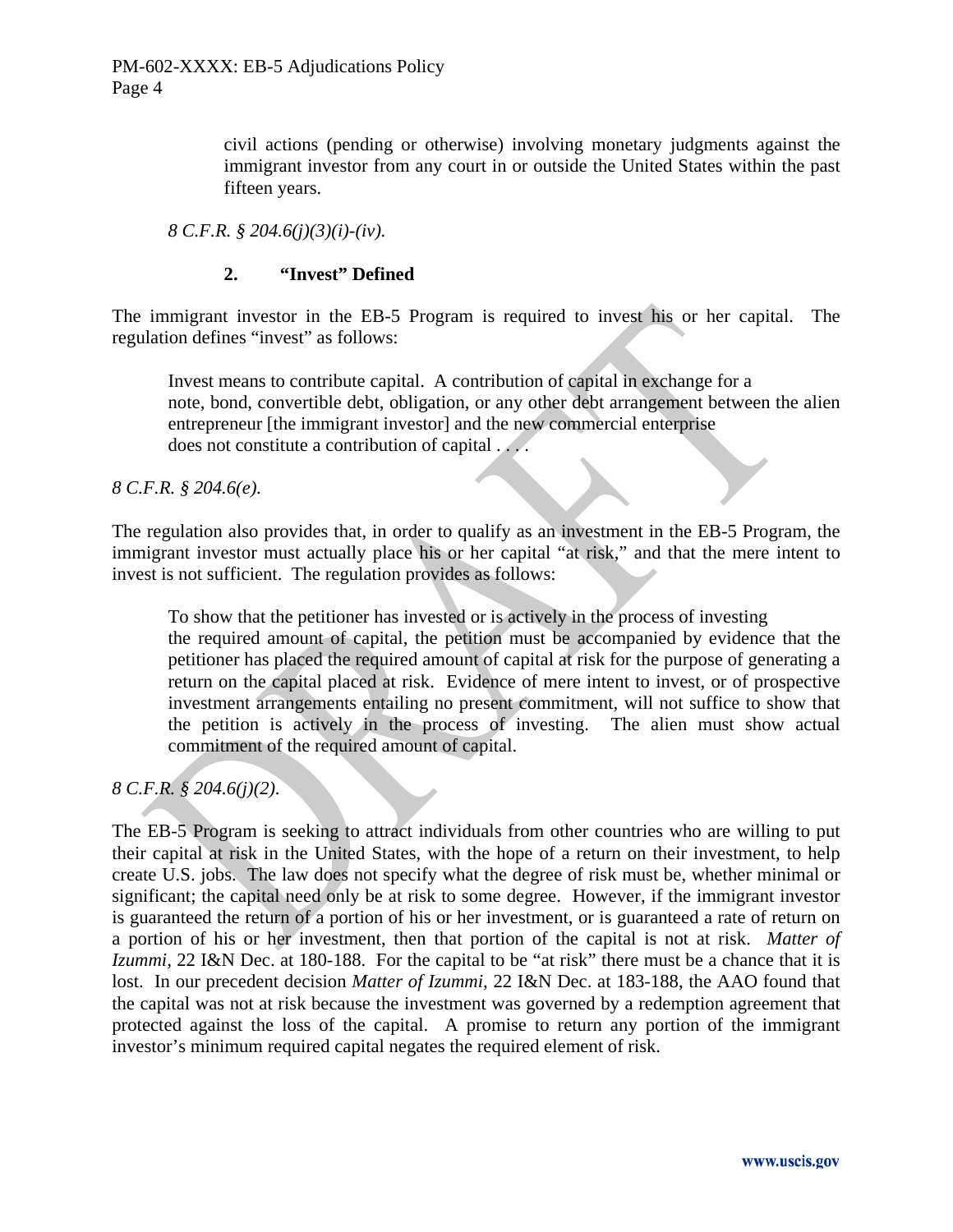> civil actions (pending or otherwise) involving monetary judgments against the immigrant investor from any court in or outside the United States within the past fifteen years.

*8 C.F.R. § 204.6(j)(3)(i)-(iv).*

### 2. "Invest" Defined

The immigrant investor in the EB-5 Program is required to invest his or her capital. The regulation defines "invest" as follows:

> Invest means to contribute capital. A contribution of capital in exchange for a note, bond, convertible debt, obligation, or any other debt arrangement between the alien entrepreneur [the immigrant investor] and the new commercial enterprise does not constitute a contribution of capital . . . .

*8 C.F.R. § 204.6(e).*

The regulation also provides that, in order to qualify as an investment in the EB-5 Program, the immigrant investor must actually place his or her capital "at risk," and that the mere intent to invest is not sufficient. The regulation provides as follows:

> To show that the petitioner has invested or is actively in the process of investing the required amount of capital, the petition must be accompanied by evidence that the petitioner has placed the required amount of capital at risk for the purpose of generating a return on the capital placed at risk. Evidence of mere intent to invest, or of prospective investment arrangements entailing no present commitment, will not suffice to show that the petition is actively in the process of investing. The alien must show actual commitment of the required amount of capital.

*8 C.F.R. § 204.6(j)(2).*

The EB-5 Program is seeking to attract individuals from other countries who are willing to put their capital at risk in the United States, with the hope of a return on their investment, to help create U.S. jobs. The law does not specify what the degree of risk must be, whether minimal or significant; the capital need only be at risk to some degree. However, if the immigrant investor is guaranteed the return of a portion of his or her investment, or is guaranteed a rate of return on a portion of his or her investment, then that portion of the capital is not at risk. *Matter of Izummi,* 22 I&N Dec. at 180-188. For the capital to be "at risk" there must be a chance that it is lost. In our precedent decision *Matter of Izummi*, 22 I&N Dec. at 183-188, the AAO found that the capital was not at risk because the investment was governed by a redemption agreement that protected against the loss of the capital. A promise to return any portion of the immigrant investor's minimum required capital negates the required element of risk.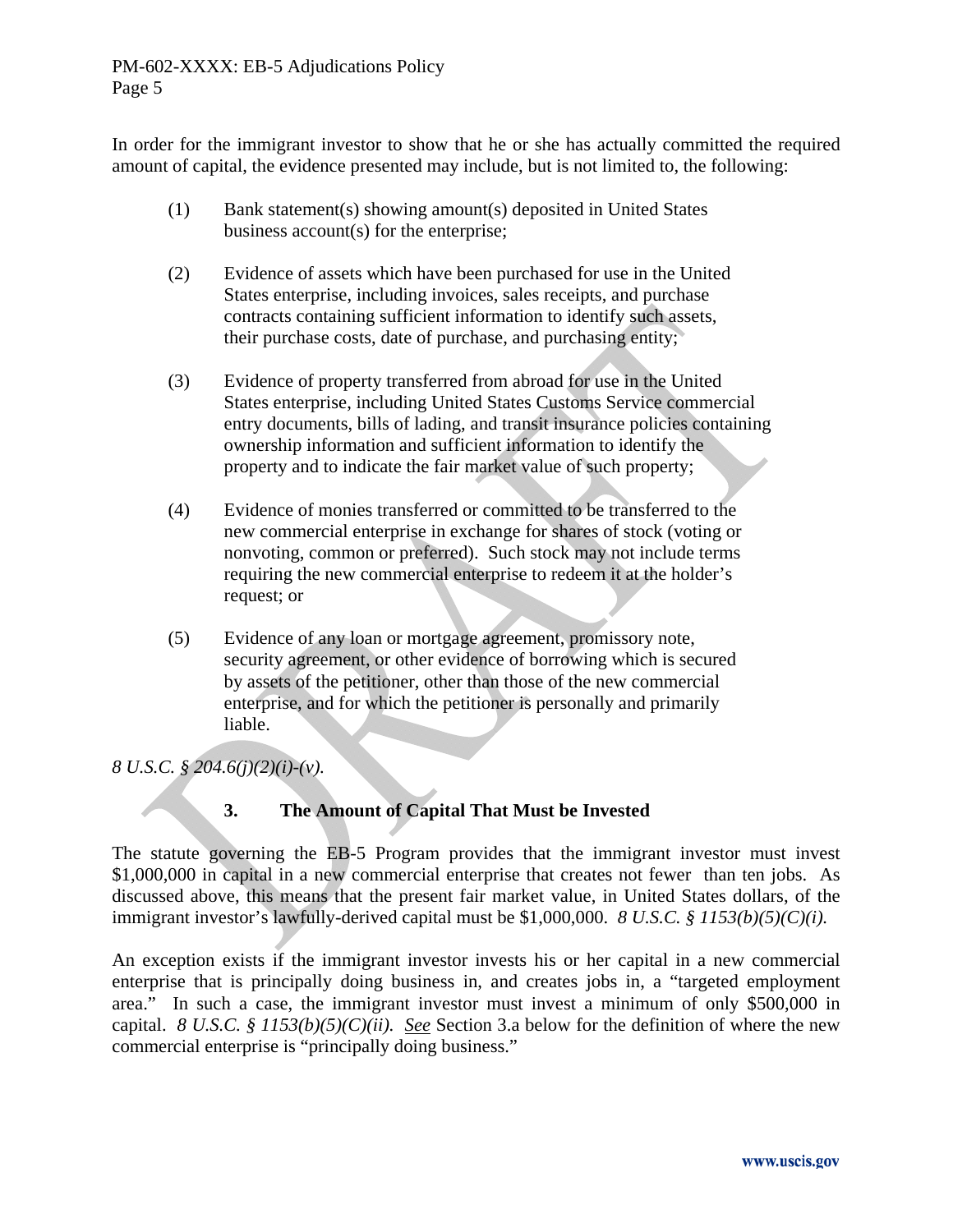In order for the immigrant investor to show that he or she has actually committed the required amount of capital, the evidence presented may include, but is not limited to, the following:

(1) Bank statement(s) showing amount(s) deposited in United States business account(s) for the enterprise;

(2) Evidence of assets which have been purchased for use in the United States enterprise, including invoices, sales receipts, and purchase contracts containing sufficient information to identify such assets, their purchase costs, date of purchase, and purchasing entity;

(3) Evidence of property transferred from abroad for use in the United States enterprise, including United States Customs Service commercial entry documents, bills of lading, and transit insurance policies containing ownership information and sufficient information to identify the property and to indicate the fair market value of such property;

(4) Evidence of monies transferred or committed to be transferred to the new commercial enterprise in exchange for shares of stock (voting or nonvoting, common or preferred). Such stock may not include terms requiring the new commercial enterprise to redeem it at the holder's request; or

(5) Evidence of any loan or mortgage agreement, promissory note, security agreement, or other evidence of borrowing which is secured by assets of the petitioner, other than those of the new commercial enterprise, and for which the petitioner is personally and primarily liable.

*8 U.S.C. § 204.6(j)(2)(i)-(v).*

### 3. The Amount of Capital That Must be Invested

The statute governing the EB-5 Program provides that the immigrant investor must invest \$1,000,000 in capital in a new commercial enterprise that creates not fewer than ten jobs. As discussed above, this means that the present fair market value, in United States dollars, of the immigrant investor's lawfully-derived capital must be \$1,000,000. *8 U.S.C. § 1153(b)(5)(C)(i).*

An exception exists if the immigrant investor invests his or her capital in a new commercial enterprise that is principally doing business in, and creates jobs in, a "targeted employment area." In such a case, the immigrant investor must invest a minimum of only \$500,000 in capital. *8 U.S.C. § 1153(b)(5)(C)(ii).* *See* Section 3.a below for the definition of where the new commercial enterprise is "principally doing business."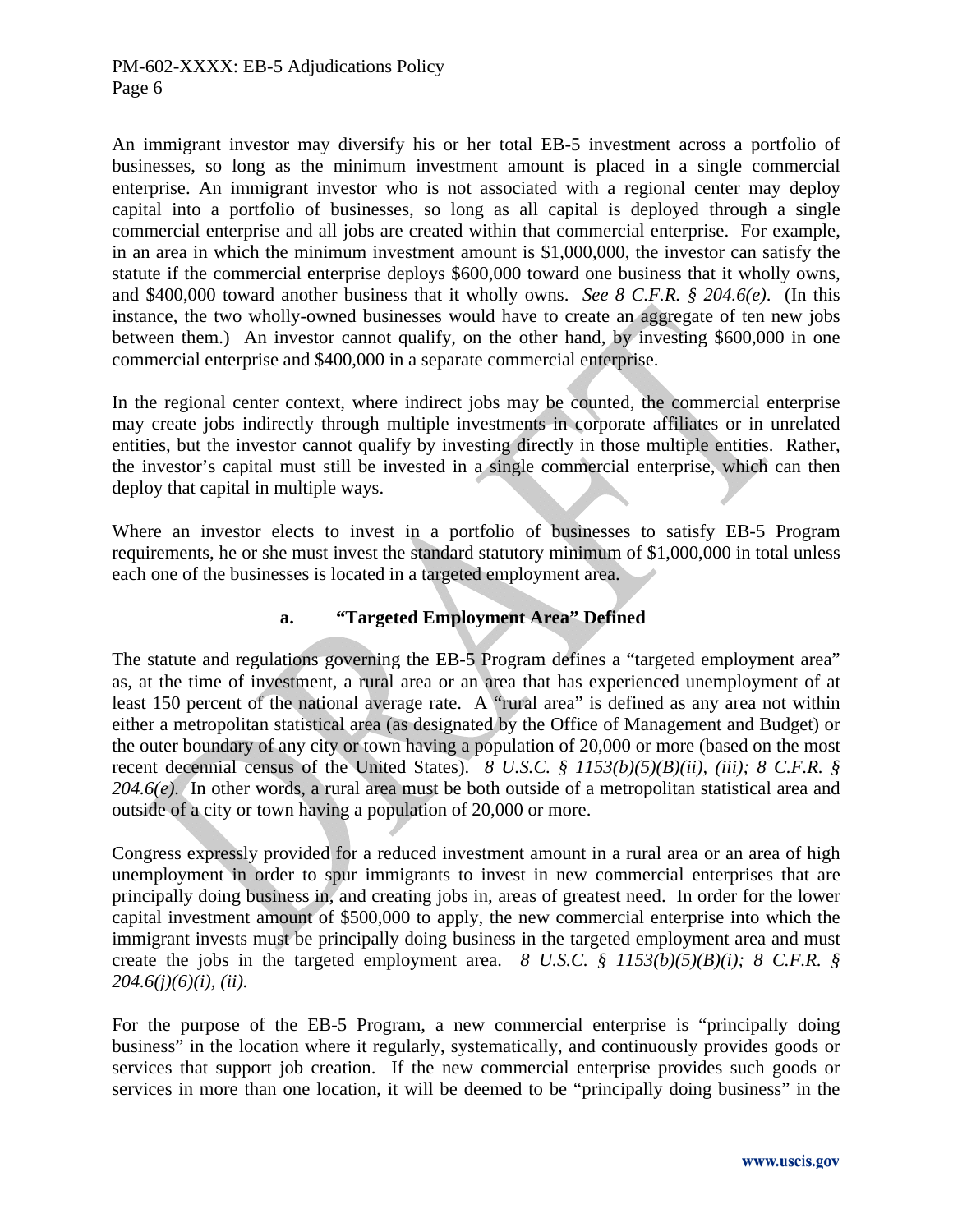An immigrant investor may diversify his or her total EB-5 investment across a portfolio of businesses, so long as the minimum investment amount is placed in a single commercial enterprise. An immigrant investor who is not associated with a regional center may deploy capital into a portfolio of businesses, so long as all capital is deployed through a single commercial enterprise and all jobs are created within that commercial enterprise. For example, in an area in which the minimum investment amount is $1,000,000, the investor can satisfy the statute if the commercial enterprise deploys $600,000 toward one business that it wholly owns, and $400,000 toward another business that it wholly owns. *See 8 C.F.R. § 204.6(e)*. (In this instance, the two wholly-owned businesses would have to create an aggregate of ten new jobs between them.) An investor cannot qualify, on the other hand, by investing $600,000 in one commercial enterprise and $400,000 in a separate commercial enterprise.

In the regional center context, where indirect jobs may be counted, the commercial enterprise may create jobs indirectly through multiple investments in corporate affiliates or in unrelated entities, but the investor cannot qualify by investing directly in those multiple entities. Rather, the investor's capital must still be invested in a single commercial enterprise, which can then deploy that capital in multiple ways.

Where an investor elects to invest in a portfolio of businesses to satisfy EB-5 Program requirements, he or she must invest the standard statutory minimum of $1,000,000 in total unless each one of the businesses is located in a targeted employment area.

### a. "Targeted Employment Area" Defined

The statute and regulations governing the EB-5 Program defines a "targeted employment area" as, at the time of investment, a rural area or an area that has experienced unemployment of at least 150 percent of the national average rate. A "rural area" is defined as any area not within either a metropolitan statistical area (as designated by the Office of Management and Budget) or the outer boundary of any city or town having a population of 20,000 or more (based on the most recent decennial census of the United States). *8 U.S.C. § 1153(b)(5)(B)(ii), (iii); 8 C.F.R. § 204.6(e).* In other words, a rural area must be both outside of a metropolitan statistical area and outside of a city or town having a population of 20,000 or more.

Congress expressly provided for a reduced investment amount in a rural area or an area of high unemployment in order to spur immigrants to invest in new commercial enterprises that are principally doing business in, and creating jobs in, areas of greatest need. In order for the lower capital investment amount of $500,000 to apply, the new commercial enterprise into which the immigrant invests must be principally doing business in the targeted employment area and must create the jobs in the targeted employment area. *8 U.S.C. § 1153(b)(5)(B)(i); 8 C.F.R. § 204.6(j)(6)(i), (ii).*

For the purpose of the EB-5 Program, a new commercial enterprise is "principally doing business" in the location where it regularly, systematically, and continuously provides goods or services that support job creation. If the new commercial enterprise provides such goods or services in more than one location, it will be deemed to be "principally doing business" in the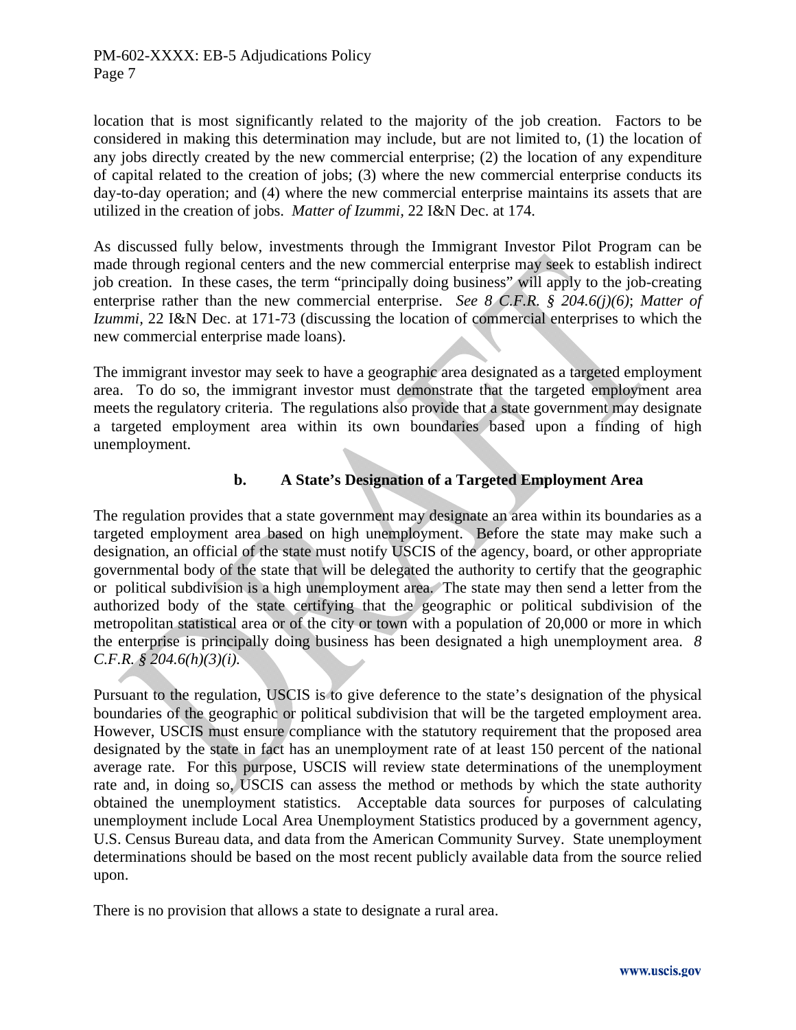location that is most significantly related to the majority of the job creation. Factors to be considered in making this determination may include, but are not limited to, (1) the location of any jobs directly created by the new commercial enterprise; (2) the location of any expenditure of capital related to the creation of jobs; (3) where the new commercial enterprise conducts its day-to-day operation; and (4) where the new commercial enterprise maintains its assets that are utilized in the creation of jobs. *Matter of Izummi,* 22 I&N Dec. at 174.

As discussed fully below, investments through the Immigrant Investor Pilot Program can be made through regional centers and the new commercial enterprise may seek to establish indirect job creation. In these cases, the term "principally doing business" will apply to the job-creating enterprise rather than the new commercial enterprise. *See 8 C.F.R. § 204.6(j)(6)*; *Matter of Izummi,* 22 I&N Dec. at 171-73 (discussing the location of commercial enterprises to which the new commercial enterprise made loans).

The immigrant investor may seek to have a geographic area designated as a targeted employment area. To do so, the immigrant investor must demonstrate that the targeted employment area meets the regulatory criteria. The regulations also provide that a state government may designate a targeted employment area within its own boundaries based upon a finding of high unemployment.

### b. A State's Designation of a Targeted Employment Area

The regulation provides that a state government may designate an area within its boundaries as a targeted employment area based on high unemployment. Before the state may make such a designation, an official of the state must notify USCIS of the agency, board, or other appropriate governmental body of the state that will be delegated the authority to certify that the geographic or political subdivision is a high unemployment area. The state may then send a letter from the authorized body of the state certifying that the geographic or political subdivision of the metropolitan statistical area or of the city or town with a population of 20,000 or more in which the enterprise is principally doing business has been designated a high unemployment area. *8 C.F.R. § 204.6(h)(3)(i).*

Pursuant to the regulation, USCIS is to give deference to the state's designation of the physical boundaries of the geographic or political subdivision that will be the targeted employment area. However, USCIS must ensure compliance with the statutory requirement that the proposed area designated by the state in fact has an unemployment rate of at least 150 percent of the national average rate. For this purpose, USCIS will review state determinations of the unemployment rate and, in doing so, USCIS can assess the method or methods by which the state authority obtained the unemployment statistics. Acceptable data sources for purposes of calculating unemployment include Local Area Unemployment Statistics produced by a government agency, U.S. Census Bureau data, and data from the American Community Survey. State unemployment determinations should be based on the most recent publicly available data from the source relied upon.

There is no provision that allows a state to designate a rural area.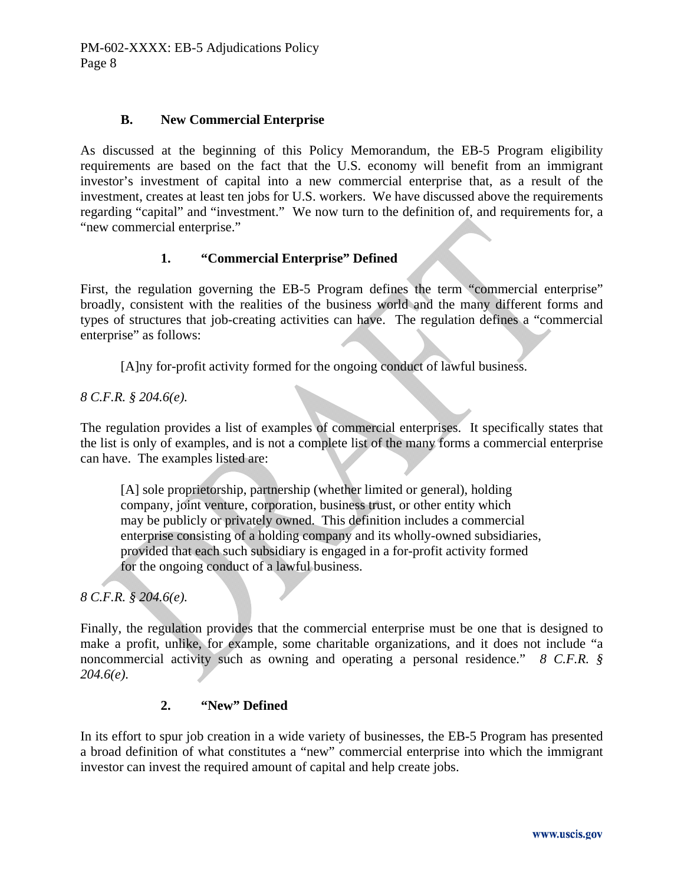### B. New Commercial Enterprise

As discussed at the beginning of this Policy Memorandum, the EB-5 Program eligibility requirements are based on the fact that the U.S. economy will benefit from an immigrant investor's investment of capital into a new commercial enterprise that, as a result of the investment, creates at least ten jobs for U.S. workers. We have discussed above the requirements regarding "capital" and "investment." We now turn to the definition of, and requirements for, a "new commercial enterprise."

#### 1. "Commercial Enterprise" Defined

First, the regulation governing the EB-5 Program defines the term "commercial enterprise" broadly, consistent with the realities of the business world and the many different forms and types of structures that job-creating activities can have. The regulation defines a "commercial enterprise" as follows:

> [A]ny for-profit activity formed for the ongoing conduct of lawful business.

*8 C.F.R. § 204.6(e).*

The regulation provides a list of examples of commercial enterprises. It specifically states that the list is only of examples, and is not a complete list of the many forms a commercial enterprise can have. The examples listed are:

> [A] sole proprietorship, partnership (whether limited or general), holding company, joint venture, corporation, business trust, or other entity which may be publicly or privately owned. This definition includes a commercial enterprise consisting of a holding company and its wholly-owned subsidiaries, provided that each such subsidiary is engaged in a for-profit activity formed for the ongoing conduct of a lawful business.

*8 C.F.R. § 204.6(e).*

Finally, the regulation provides that the commercial enterprise must be one that is designed to make a profit, unlike, for example, some charitable organizations, and it does not include "a noncommercial activity such as owning and operating a personal residence." *8 C.F.R. § 204.6(e).*

#### 2. "New" Defined

In its effort to spur job creation in a wide variety of businesses, the EB-5 Program has presented a broad definition of what constitutes a "new" commercial enterprise into which the immigrant investor can invest the required amount of capital and help create jobs.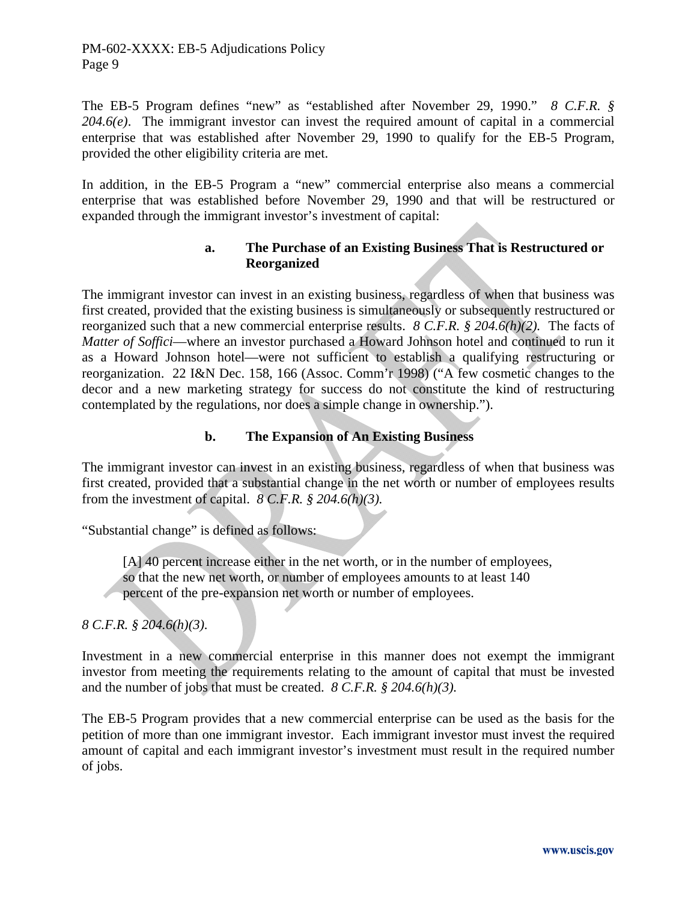The EB-5 Program defines "new" as "established after November 29, 1990." *8 C.F.R. § 204.6(e)*. The immigrant investor can invest the required amount of capital in a commercial enterprise that was established after November 29, 1990 to qualify for the EB-5 Program, provided the other eligibility criteria are met.

In addition, in the EB-5 Program a "new" commercial enterprise also means a commercial enterprise that was established before November 29, 1990 and that will be restructured or expanded through the immigrant investor's investment of capital:

#### a. The Purchase of an Existing Business That is Restructured or Reorganized

The immigrant investor can invest in an existing business, regardless of when that business was first created, provided that the existing business is simultaneously or subsequently restructured or reorganized such that a new commercial enterprise results. *8 C.F.R. § 204.6(h)(2).* The facts of *Matter of Soffici*—where an investor purchased a Howard Johnson hotel and continued to run it as a Howard Johnson hotel—were not sufficient to establish a qualifying restructuring or reorganization. 22 I&N Dec. 158, 166 (Assoc. Comm'r 1998) ("A few cosmetic changes to the decor and a new marketing strategy for success do not constitute the kind of restructuring contemplated by the regulations, nor does a simple change in ownership.").

#### b. The Expansion of An Existing Business

The immigrant investor can invest in an existing business, regardless of when that business was first created, provided that a substantial change in the net worth or number of employees results from the investment of capital. *8 C.F.R. § 204.6(h)(3).*

"Substantial change" is defined as follows:

> [A] 40 percent increase either in the net worth, or in the number of employees, so that the new net worth, or number of employees amounts to at least 140 percent of the pre-expansion net worth or number of employees.

*8 C.F.R. § 204.6(h)(3).*

Investment in a new commercial enterprise in this manner does not exempt the immigrant investor from meeting the requirements relating to the amount of capital that must be invested and the number of jobs that must be created. *8 C.F.R. § 204.6(h)(3).*

The EB-5 Program provides that a new commercial enterprise can be used as the basis for the petition of more than one immigrant investor. Each immigrant investor must invest the required amount of capital and each immigrant investor's investment must result in the required number of jobs.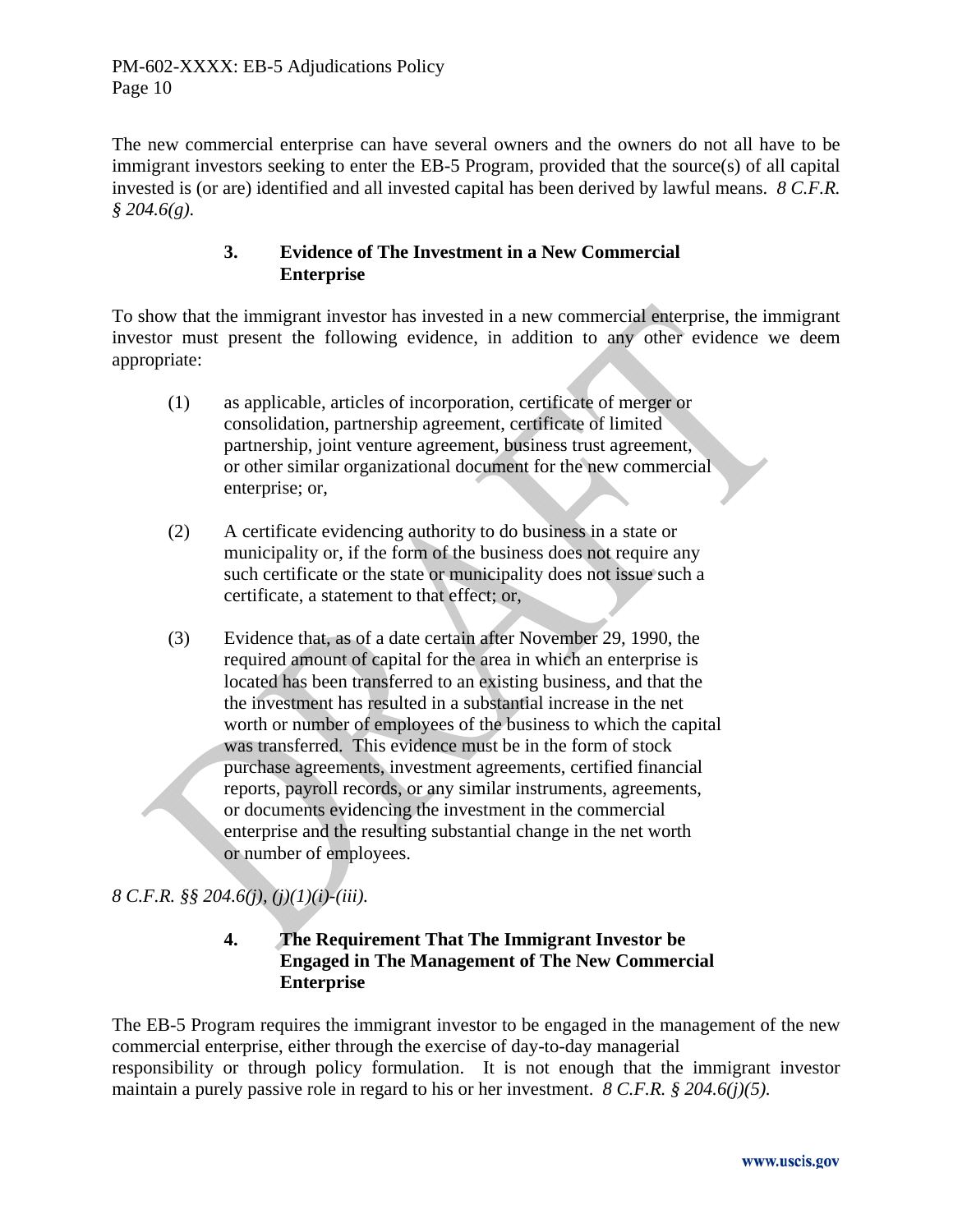The new commercial enterprise can have several owners and the owners do not all have to be immigrant investors seeking to enter the EB-5 Program, provided that the source(s) of all capital invested is (or are) identified and all invested capital has been derived by lawful means. *8 C.F.R. § 204.6(g).*

### 3. Evidence of The Investment in a New Commercial Enterprise

To show that the immigrant investor has invested in a new commercial enterprise, the immigrant investor must present the following evidence, in addition to any other evidence we deem appropriate:

(1) as applicable, articles of incorporation, certificate of merger or consolidation, partnership agreement, certificate of limited partnership, joint venture agreement, business trust agreement, or other similar organizational document for the new commercial enterprise; or,

(2) A certificate evidencing authority to do business in a state or municipality or, if the form of the business does not require any such certificate or the state or municipality does not issue such a certificate, a statement to that effect; or,

(3) Evidence that, as of a date certain after November 29, 1990, the required amount of capital for the area in which an enterprise is located has been transferred to an existing business, and that the the investment has resulted in a substantial increase in the net worth or number of employees of the business to which the capital was transferred. This evidence must be in the form of stock purchase agreements, investment agreements, certified financial reports, payroll records, or any similar instruments, agreements, or documents evidencing the investment in the commercial enterprise and the resulting substantial change in the net worth or number of employees.

*8 C.F.R. §§ 204.6(j), (j)(1)(i)-(iii).*

### 4. The Requirement That The Immigrant Investor be Engaged in The Management of The New Commercial Enterprise

The EB-5 Program requires the immigrant investor to be engaged in the management of the new commercial enterprise, either through the exercise of day-to-day managerial responsibility or through policy formulation. It is not enough that the immigrant investor maintain a purely passive role in regard to his or her investment. *8 C.F.R. § 204.6(j)(5).*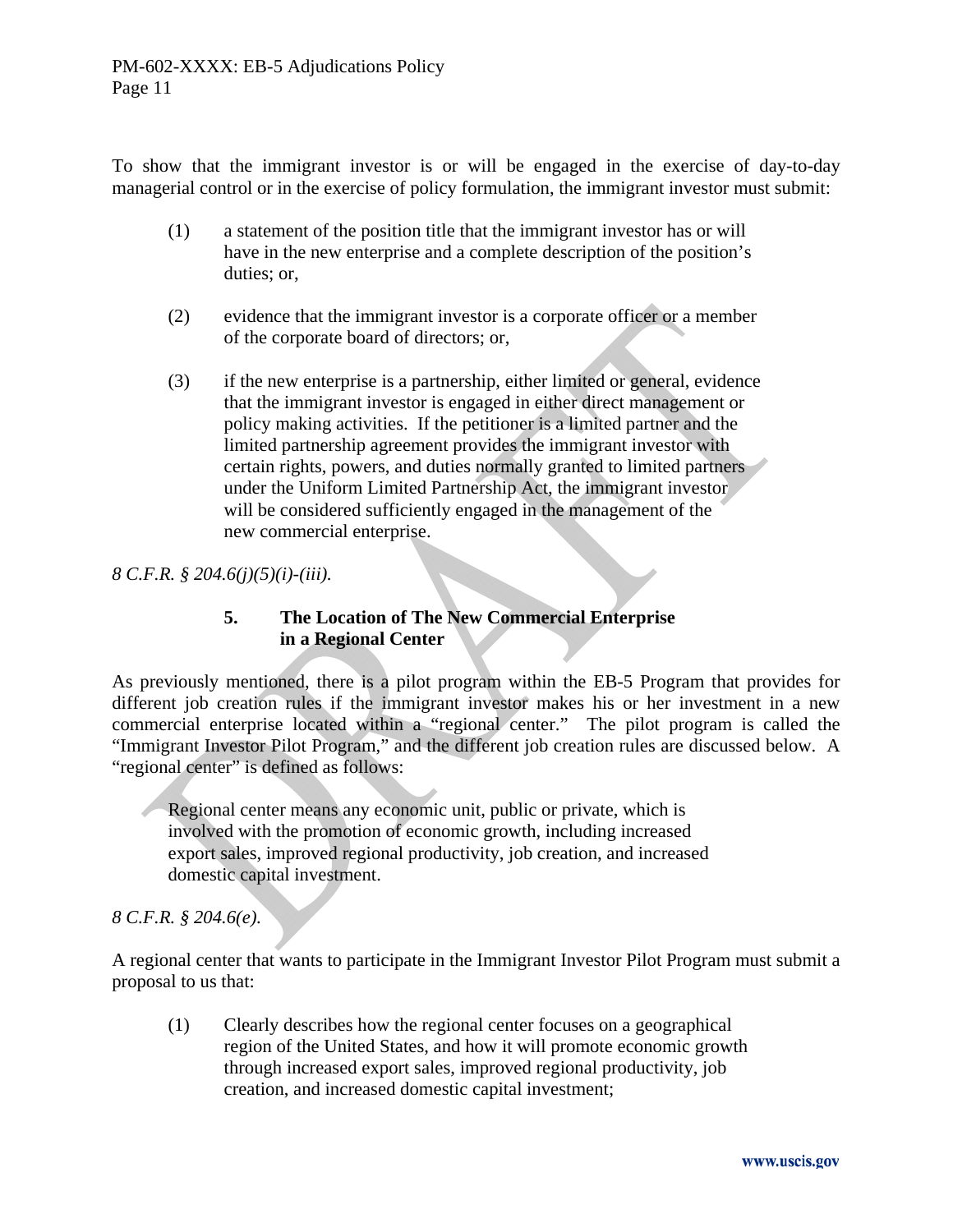To show that the immigrant investor is or will be engaged in the exercise of day-to-day managerial control or in the exercise of policy formulation, the immigrant investor must submit:

(1) a statement of the position title that the immigrant investor has or will have in the new enterprise and a complete description of the position's duties; or,

(2) evidence that the immigrant investor is a corporate officer or a member of the corporate board of directors; or,

(3) if the new enterprise is a partnership, either limited or general, evidence that the immigrant investor is engaged in either direct management or policy making activities. If the petitioner is a limited partner and the limited partnership agreement provides the immigrant investor with certain rights, powers, and duties normally granted to limited partners under the Uniform Limited Partnership Act, the immigrant investor will be considered sufficiently engaged in the management of the new commercial enterprise.

*8 C.F.R. § 204.6(j)(5)(i)-(iii).*

### 5. The Location of The New Commercial Enterprise in a Regional Center

As previously mentioned, there is a pilot program within the EB-5 Program that provides for different job creation rules if the immigrant investor makes his or her investment in a new commercial enterprise located within a "regional center." The pilot program is called the "Immigrant Investor Pilot Program," and the different job creation rules are discussed below. A "regional center" is defined as follows:

> Regional center means any economic unit, public or private, which is involved with the promotion of economic growth, including increased export sales, improved regional productivity, job creation, and increased domestic capital investment.

*8 C.F.R. § 204.6(e).*

A regional center that wants to participate in the Immigrant Investor Pilot Program must submit a proposal to us that:

(1) Clearly describes how the regional center focuses on a geographical region of the United States, and how it will promote economic growth through increased export sales, improved regional productivity, job creation, and increased domestic capital investment;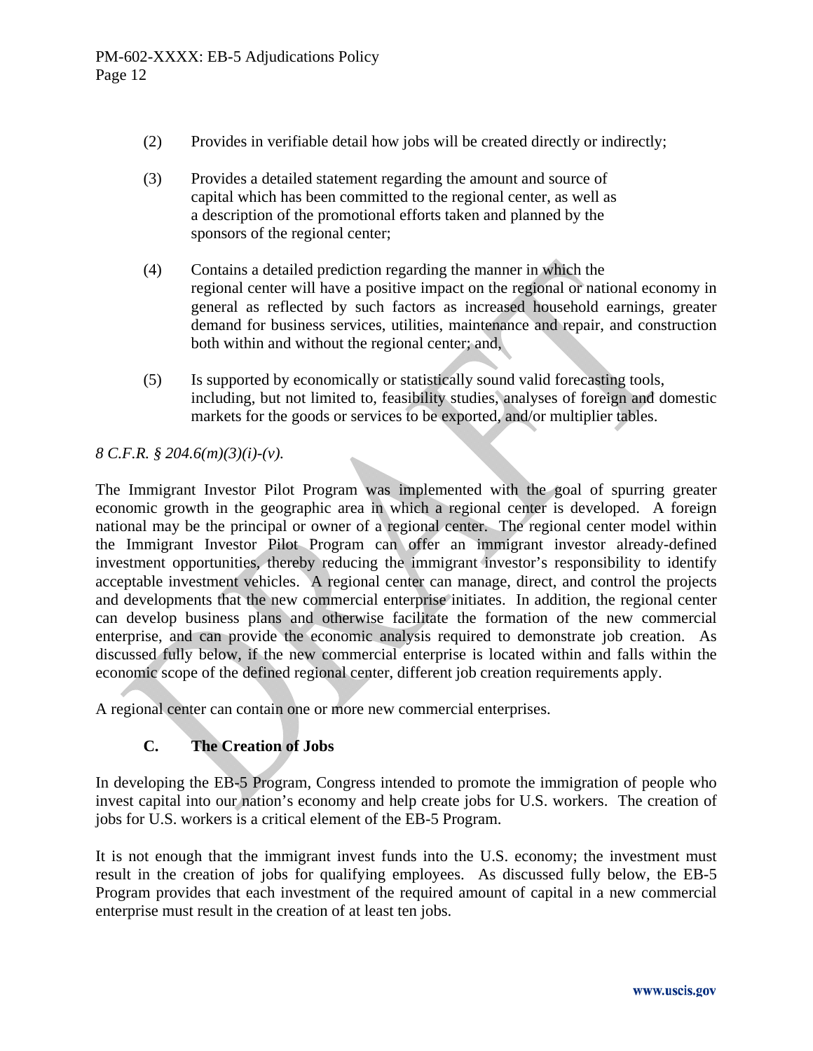(2) Provides in verifiable detail how jobs will be created directly or indirectly;

(3) Provides a detailed statement regarding the amount and source of capital which has been committed to the regional center, as well as a description of the promotional efforts taken and planned by the sponsors of the regional center;

(4) Contains a detailed prediction regarding the manner in which the regional center will have a positive impact on the regional or national economy in general as reflected by such factors as increased household earnings, greater demand for business services, utilities, maintenance and repair, and construction both within and without the regional center; and,

(5) Is supported by economically or statistically sound valid forecasting tools, including, but not limited to, feasibility studies, analyses of foreign and domestic markets for the goods or services to be exported, and/or multiplier tables.

*8 C.F.R. § 204.6(m)(3)(i)-(v).*

The Immigrant Investor Pilot Program was implemented with the goal of spurring greater economic growth in the geographic area in which a regional center is developed. A foreign national may be the principal or owner of a regional center. The regional center model within the Immigrant Investor Pilot Program can offer an immigrant investor already-defined investment opportunities, thereby reducing the immigrant investor's responsibility to identify acceptable investment vehicles. A regional center can manage, direct, and control the projects and developments that the new commercial enterprise initiates. In addition, the regional center can develop business plans and otherwise facilitate the formation of the new commercial enterprise, and can provide the economic analysis required to demonstrate job creation. As discussed fully below, if the new commercial enterprise is located within and falls within the economic scope of the defined regional center, different job creation requirements apply.

A regional center can contain one or more new commercial enterprises.

### C. The Creation of Jobs

In developing the EB-5 Program, Congress intended to promote the immigration of people who invest capital into our nation's economy and help create jobs for U.S. workers. The creation of jobs for U.S. workers is a critical element of the EB-5 Program.

It is not enough that the immigrant invest funds into the U.S. economy; the investment must result in the creation of jobs for qualifying employees. As discussed fully below, the EB-5 Program provides that each investment of the required amount of capital in a new commercial enterprise must result in the creation of at least ten jobs.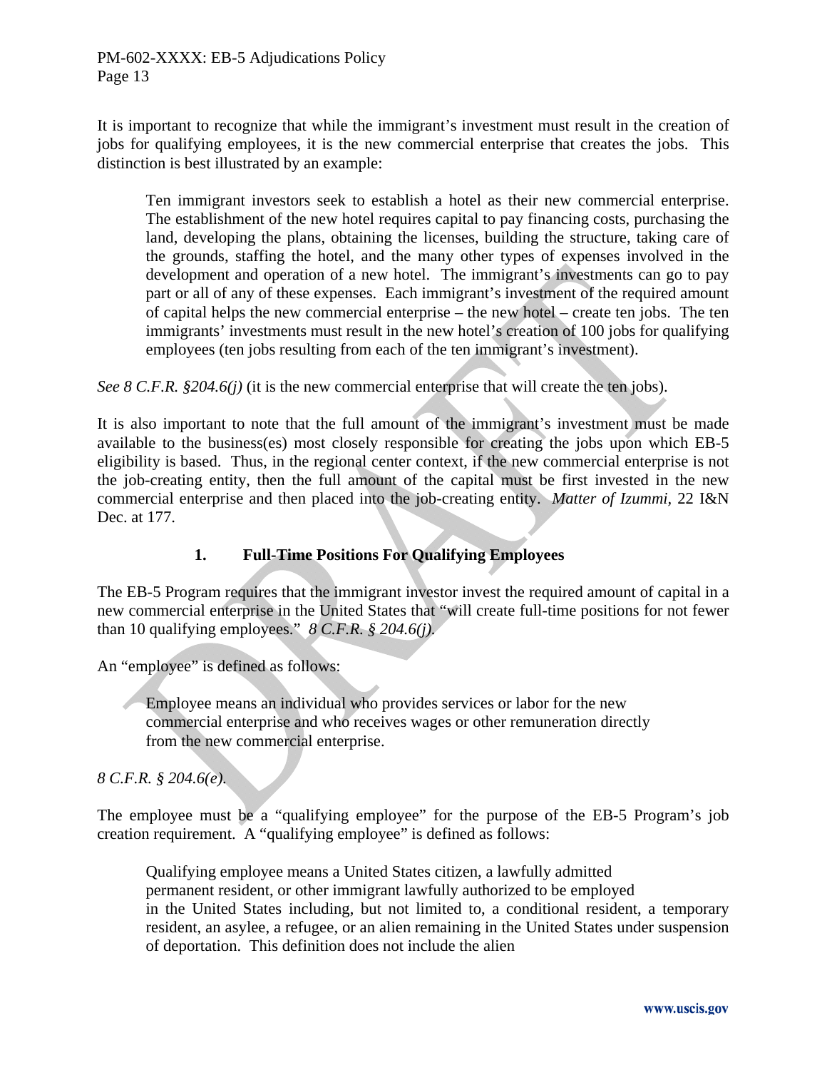It is important to recognize that while the immigrant's investment must result in the creation of jobs for qualifying employees, it is the new commercial enterprise that creates the jobs. This distinction is best illustrated by an example:

> Ten immigrant investors seek to establish a hotel as their new commercial enterprise. The establishment of the new hotel requires capital to pay financing costs, purchasing the land, developing the plans, obtaining the licenses, building the structure, taking care of the grounds, staffing the hotel, and the many other types of expenses involved in the development and operation of a new hotel. The immigrant's investments can go to pay part or all of any of these expenses. Each immigrant's investment of the required amount of capital helps the new commercial enterprise – the new hotel – create ten jobs. The ten immigrants' investments must result in the new hotel's creation of 100 jobs for qualifying employees (ten jobs resulting from each of the ten immigrant's investment).

*See 8 C.F.R. §204.6(j)* (it is the new commercial enterprise that will create the ten jobs).

It is also important to note that the full amount of the immigrant's investment must be made available to the business(es) most closely responsible for creating the jobs upon which EB-5 eligibility is based. Thus, in the regional center context, if the new commercial enterprise is not the job-creating entity, then the full amount of the capital must be first invested in the new commercial enterprise and then placed into the job-creating entity. *Matter of Izummi*, 22 I&N Dec. at 177.

### 1. Full-Time Positions For Qualifying Employees

The EB-5 Program requires that the immigrant investor invest the required amount of capital in a new commercial enterprise in the United States that "will create full-time positions for not fewer than 10 qualifying employees." *8 C.F.R. § 204.6(j)*.

An "employee" is defined as follows:

> Employee means an individual who provides services or labor for the new commercial enterprise and who receives wages or other remuneration directly from the new commercial enterprise.

*8 C.F.R. § 204.6(e).*

The employee must be a "qualifying employee" for the purpose of the EB-5 Program's job creation requirement. A "qualifying employee" is defined as follows:

> Qualifying employee means a United States citizen, a lawfully admitted permanent resident, or other immigrant lawfully authorized to be employed in the United States including, but not limited to, a conditional resident, a temporary resident, an asylee, a refugee, or an alien remaining in the United States under suspension of deportation. This definition does not include the alien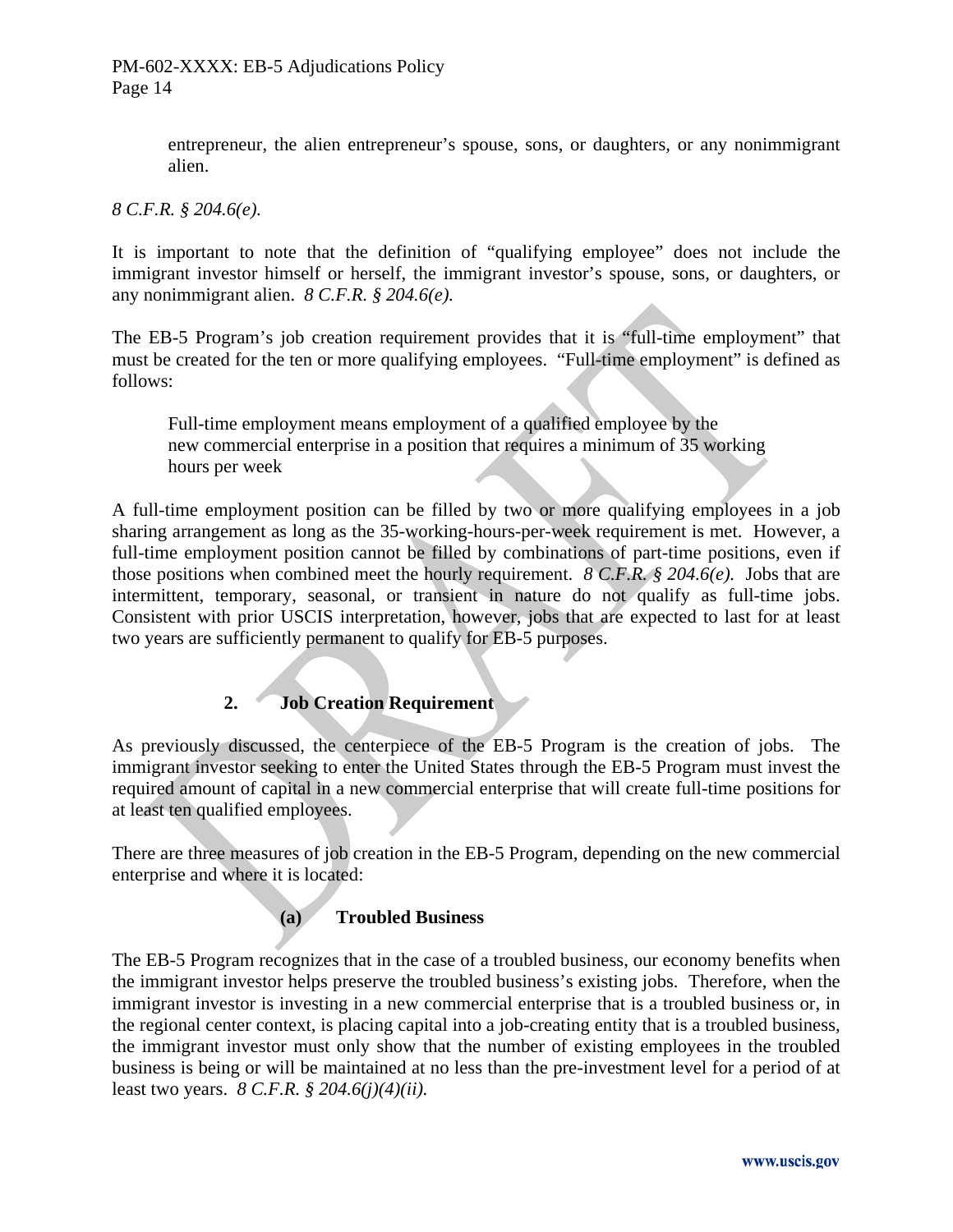entrepreneur, the alien entrepreneur's spouse, sons, or daughters, or any nonimmigrant alien.

*8 C.F.R. § 204.6(e).*

It is important to note that the definition of "qualifying employee" does not include the immigrant investor himself or herself, the immigrant investor's spouse, sons, or daughters, or any nonimmigrant alien. *8 C.F.R. § 204.6(e).*

The EB-5 Program's job creation requirement provides that it is "full-time employment" that must be created for the ten or more qualifying employees. "Full-time employment" is defined as follows:

> Full-time employment means employment of a qualified employee by the new commercial enterprise in a position that requires a minimum of 35 working hours per week

A full-time employment position can be filled by two or more qualifying employees in a job sharing arrangement as long as the 35-working-hours-per-week requirement is met. However, a full-time employment position cannot be filled by combinations of part-time positions, even if those positions when combined meet the hourly requirement. *8 C.F.R. § 204.6(e).* Jobs that are intermittent, temporary, seasonal, or transient in nature do not qualify as full-time jobs. Consistent with prior USCIS interpretation, however, jobs that are expected to last for at least two years are sufficiently permanent to qualify for EB-5 purposes.

### 2. Job Creation Requirement

As previously discussed, the centerpiece of the EB-5 Program is the creation of jobs. The immigrant investor seeking to enter the United States through the EB-5 Program must invest the required amount of capital in a new commercial enterprise that will create full-time positions for at least ten qualified employees.

There are three measures of job creation in the EB-5 Program, depending on the new commercial enterprise and where it is located:

#### (a) Troubled Business

The EB-5 Program recognizes that in the case of a troubled business, our economy benefits when the immigrant investor helps preserve the troubled business's existing jobs. Therefore, when the immigrant investor is investing in a new commercial enterprise that is a troubled business or, in the regional center context, is placing capital into a job-creating entity that is a troubled business, the immigrant investor must only show that the number of existing employees in the troubled business is being or will be maintained at no less than the pre-investment level for a period of at least two years. *8 C.F.R. § 204.6(j)(4)(ii).*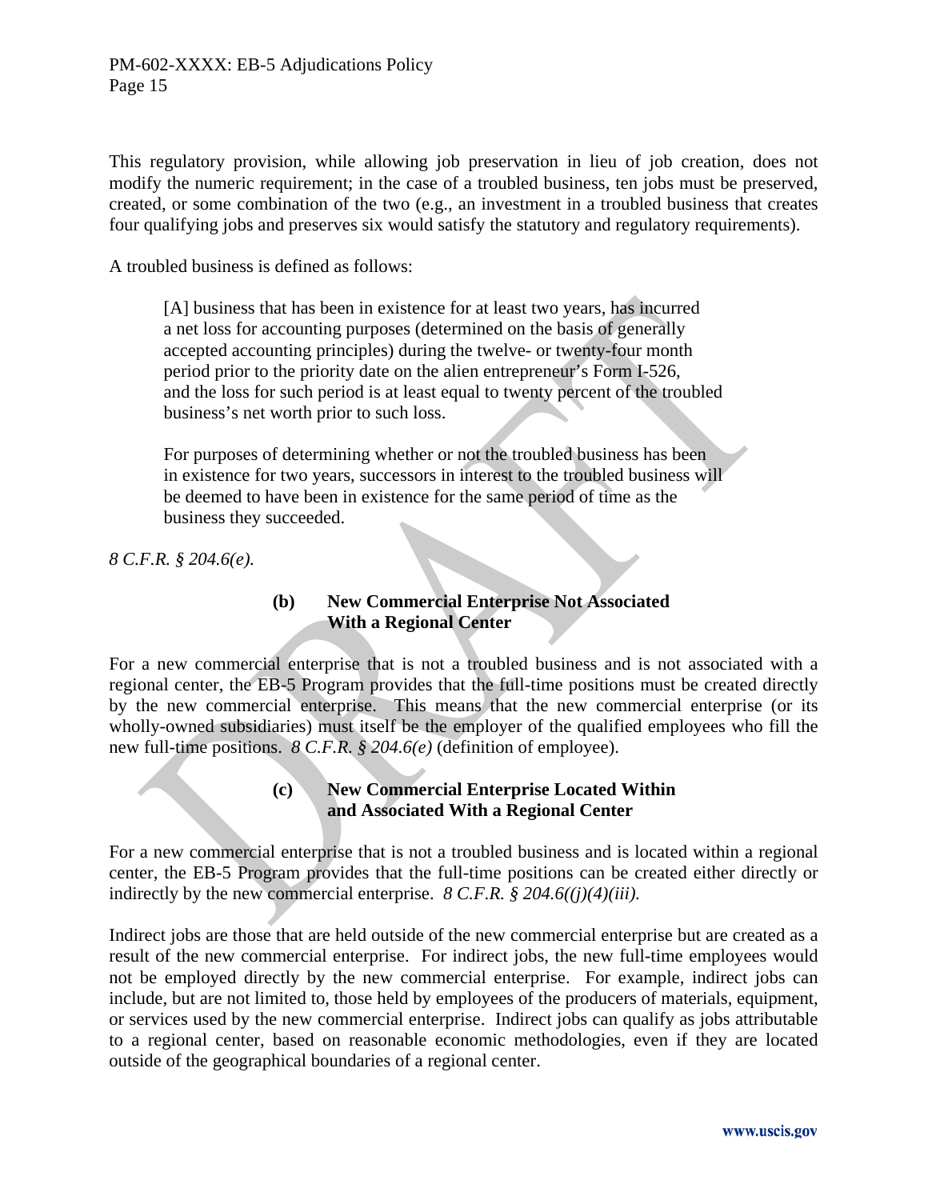This regulatory provision, while allowing job preservation in lieu of job creation, does not modify the numeric requirement; in the case of a troubled business, ten jobs must be preserved, created, or some combination of the two (e.g., an investment in a troubled business that creates four qualifying jobs and preserves six would satisfy the statutory and regulatory requirements).

A troubled business is defined as follows:

> [A] business that has been in existence for at least two years, has incurred a net loss for accounting purposes (determined on the basis of generally accepted accounting principles) during the twelve- or twenty-four month period prior to the priority date on the alien entrepreneur's Form I-526, and the loss for such period is at least equal to twenty percent of the troubled business's net worth prior to such loss.
>
> For purposes of determining whether or not the troubled business has been in existence for two years, successors in interest to the troubled business will be deemed to have been in existence for the same period of time as the business they succeeded.

*8 C.F.R. § 204.6(e).*

#### (b) New Commercial Enterprise Not Associated With a Regional Center

For a new commercial enterprise that is not a troubled business and is not associated with a regional center, the EB-5 Program provides that the full-time positions must be created directly by the new commercial enterprise. This means that the new commercial enterprise (or its wholly-owned subsidiaries) must itself be the employer of the qualified employees who fill the new full-time positions. *8 C.F.R. § 204.6(e)* (definition of employee).

#### (c) New Commercial Enterprise Located Within and Associated With a Regional Center

For a new commercial enterprise that is not a troubled business and is located within a regional center, the EB-5 Program provides that the full-time positions can be created either directly or indirectly by the new commercial enterprise. *8 C.F.R. § 204.6((j)(4)(iii).*

Indirect jobs are those that are held outside of the new commercial enterprise but are created as a result of the new commercial enterprise. For indirect jobs, the new full-time employees would not be employed directly by the new commercial enterprise. For example, indirect jobs can include, but are not limited to, those held by employees of the producers of materials, equipment, or services used by the new commercial enterprise. Indirect jobs can qualify as jobs attributable to a regional center, based on reasonable economic methodologies, even if they are located outside of the geographical boundaries of a regional center.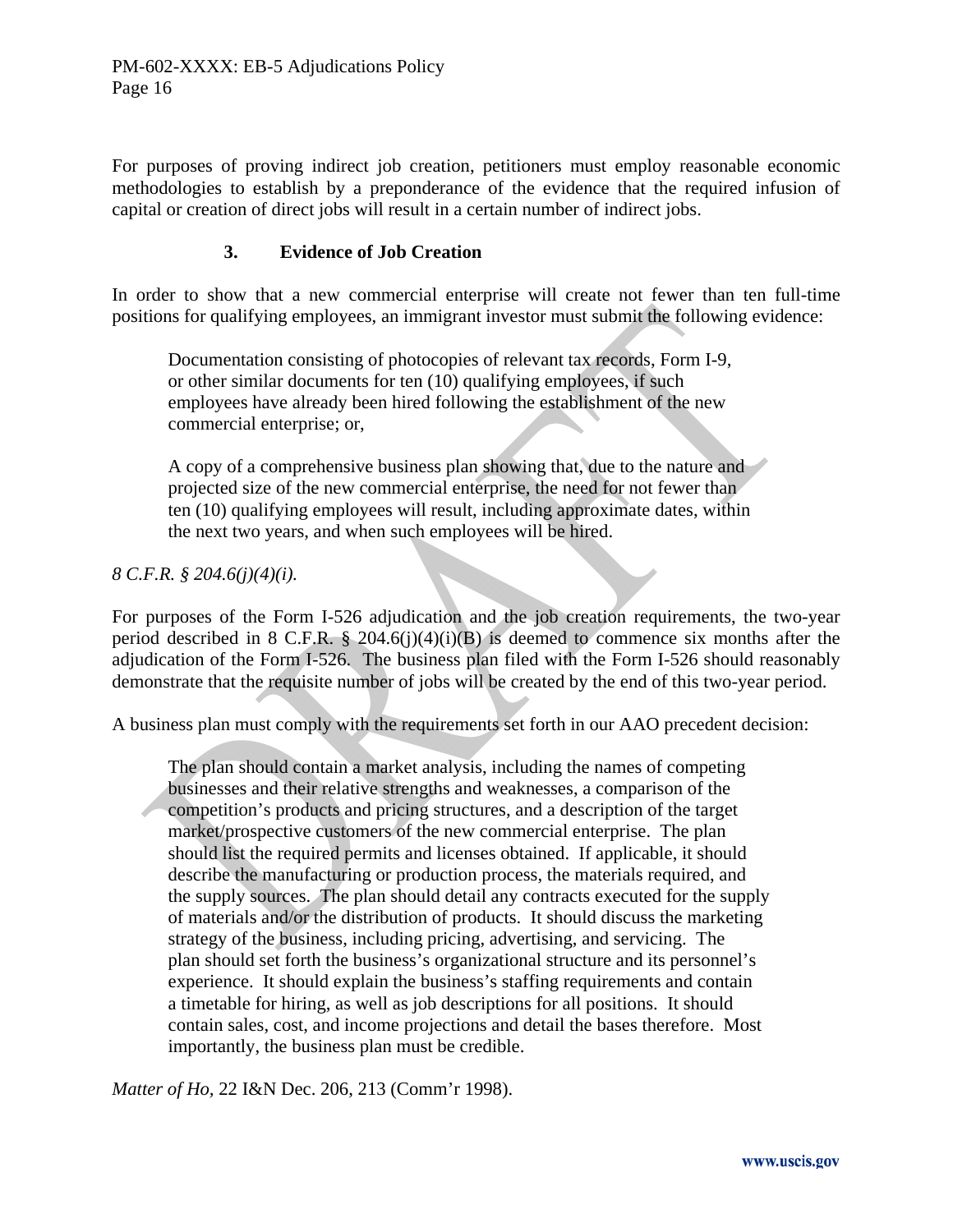For purposes of proving indirect job creation, petitioners must employ reasonable economic methodologies to establish by a preponderance of the evidence that the required infusion of capital or creation of direct jobs will result in a certain number of indirect jobs.

### 3. Evidence of Job Creation

In order to show that a new commercial enterprise will create not fewer than ten full-time positions for qualifying employees, an immigrant investor must submit the following evidence:

> Documentation consisting of photocopies of relevant tax records, Form I-9, or other similar documents for ten (10) qualifying employees, if such employees have already been hired following the establishment of the new commercial enterprise; or,
>
> A copy of a comprehensive business plan showing that, due to the nature and projected size of the new commercial enterprise, the need for not fewer than ten (10) qualifying employees will result, including approximate dates, within the next two years, and when such employees will be hired.

*8 C.F.R. § 204.6(j)(4)(i).*

For purposes of the Form I-526 adjudication and the job creation requirements, the two-year period described in 8 C.F.R. § 204.6(j)(4)(i)(B) is deemed to commence six months after the adjudication of the Form I-526. The business plan filed with the Form I-526 should reasonably demonstrate that the requisite number of jobs will be created by the end of this two-year period.

A business plan must comply with the requirements set forth in our AAO precedent decision:

> The plan should contain a market analysis, including the names of competing businesses and their relative strengths and weaknesses, a comparison of the competition's products and pricing structures, and a description of the target market/prospective customers of the new commercial enterprise. The plan should list the required permits and licenses obtained. If applicable, it should describe the manufacturing or production process, the materials required, and the supply sources. The plan should detail any contracts executed for the supply of materials and/or the distribution of products. It should discuss the marketing strategy of the business, including pricing, advertising, and servicing. The plan should set forth the business's organizational structure and its personnel's experience. It should explain the business's staffing requirements and contain a timetable for hiring, as well as job descriptions for all positions. It should contain sales, cost, and income projections and detail the bases therefore. Most importantly, the business plan must be credible.

*Matter of Ho*, 22 I&N Dec. 206, 213 (Comm'r 1998).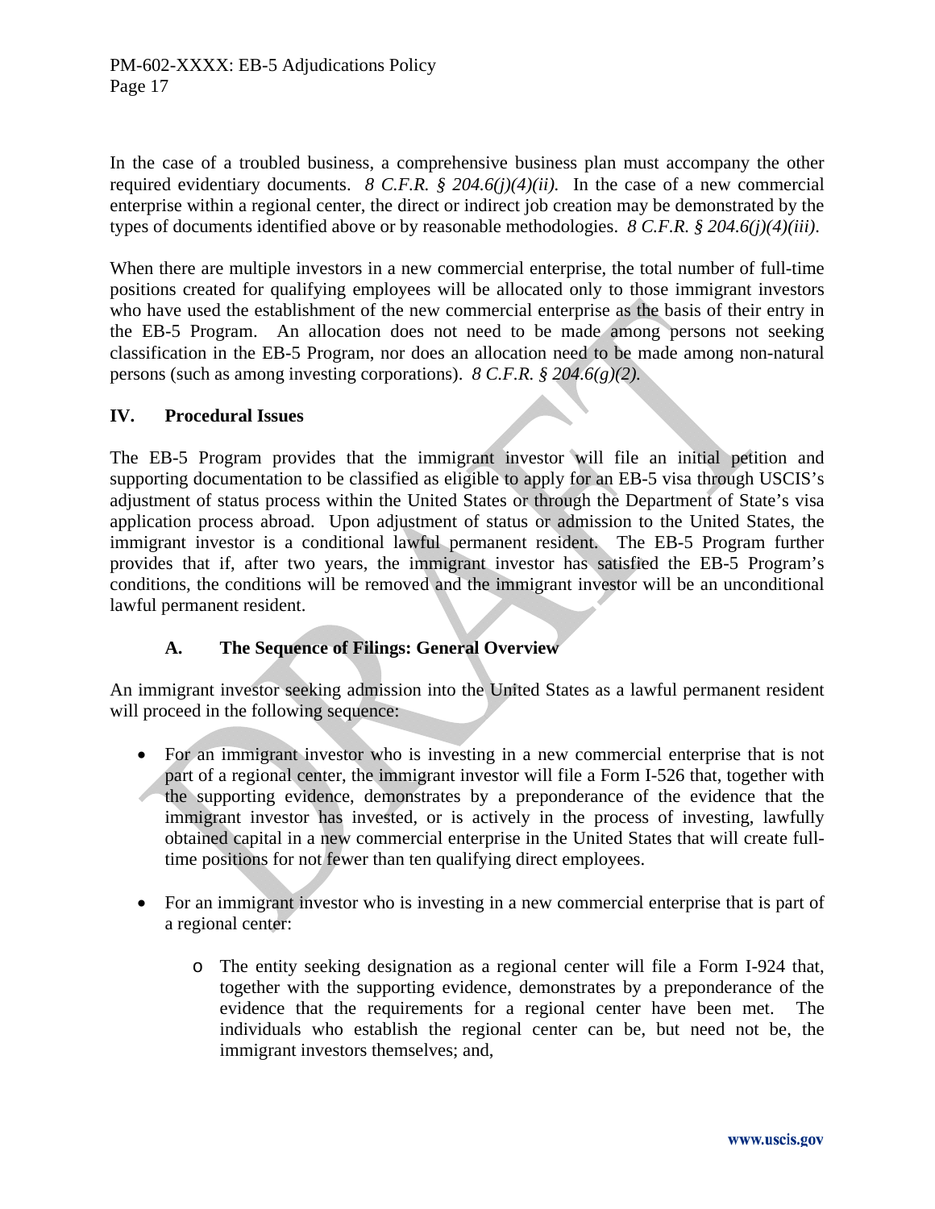In the case of a troubled business, a comprehensive business plan must accompany the other required evidentiary documents. *8 C.F.R. § 204.6(j)(4)(ii).* In the case of a new commercial enterprise within a regional center, the direct or indirect job creation may be demonstrated by the types of documents identified above or by reasonable methodologies. *8 C.F.R. § 204.6(j)(4)(iii).*

When there are multiple investors in a new commercial enterprise, the total number of full-time positions created for qualifying employees will be allocated only to those immigrant investors who have used the establishment of the new commercial enterprise as the basis of their entry in the EB-5 Program. An allocation does not need to be made among persons not seeking classification in the EB-5 Program, nor does an allocation need to be made among non-natural persons (such as among investing corporations). *8 C.F.R. § 204.6(g)(2).*

## IV. Procedural Issues

The EB-5 Program provides that the immigrant investor will file an initial petition and supporting documentation to be classified as eligible to apply for an EB-5 visa through USCIS's adjustment of status process within the United States or through the Department of State's visa application process abroad. Upon adjustment of status or admission to the United States, the immigrant investor is a conditional lawful permanent resident. The EB-5 Program further provides that if, after two years, the immigrant investor has satisfied the EB-5 Program's conditions, the conditions will be removed and the immigrant investor will be an unconditional lawful permanent resident.

### A. The Sequence of Filings: General Overview

An immigrant investor seeking admission into the United States as a lawful permanent resident will proceed in the following sequence:

- For an immigrant investor who is investing in a new commercial enterprise that is not part of a regional center, the immigrant investor will file a Form I-526 that, together with the supporting evidence, demonstrates by a preponderance of the evidence that the immigrant investor has invested, or is actively in the process of investing, lawfully obtained capital in a new commercial enterprise in the United States that will create full-time positions for not fewer than ten qualifying direct employees.

- For an immigrant investor who is investing in a new commercial enterprise that is part of a regional center:
    - The entity seeking designation as a regional center will file a Form I-924 that, together with the supporting evidence, demonstrates by a preponderance of the evidence that the requirements for a regional center have been met. The individuals who establish the regional center can be, but need not be, the immigrant investors themselves; and,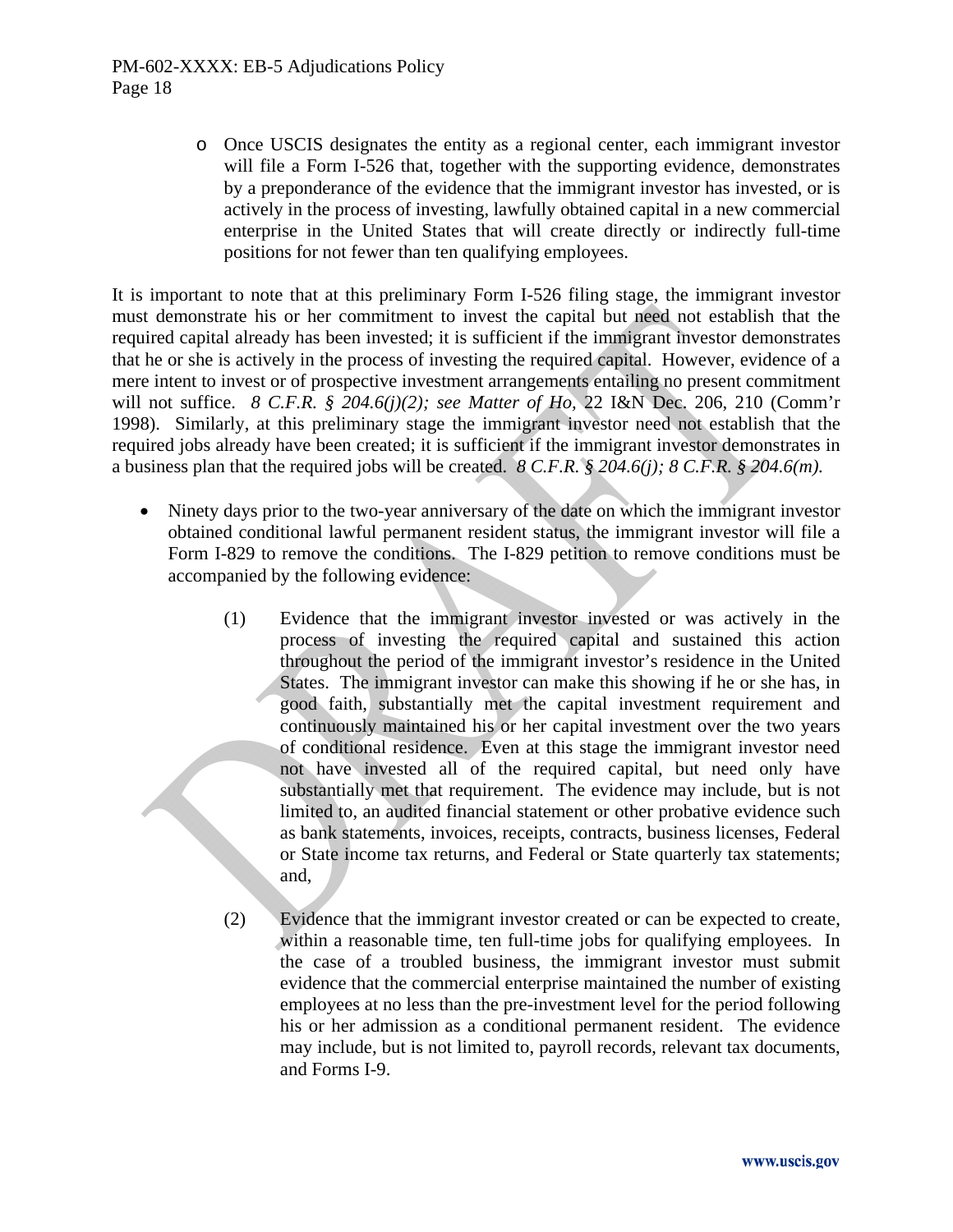- Once USCIS designates the entity as a regional center, each immigrant investor will file a Form I-526 that, together with the supporting evidence, demonstrates by a preponderance of the evidence that the immigrant investor has invested, or is actively in the process of investing, lawfully obtained capital in a new commercial enterprise in the United States that will create directly or indirectly full-time positions for not fewer than ten qualifying employees.

It is important to note that at this preliminary Form I-526 filing stage, the immigrant investor must demonstrate his or her commitment to invest the capital but need not establish that the required capital already has been invested; it is sufficient if the immigrant investor demonstrates that he or she is actively in the process of investing the required capital. However, evidence of a mere intent to invest or of prospective investment arrangements entailing no present commitment will not suffice. *8 C.F.R. § 204.6(j)(2); see Matter of Ho*, 22 I&N Dec. 206, 210 (Comm'r 1998). Similarly, at this preliminary stage the immigrant investor need not establish that the required jobs already have been created; it is sufficient if the immigrant investor demonstrates in a business plan that the required jobs will be created. *8 C.F.R. § 204.6(j); 8 C.F.R. § 204.6(m).*

- Ninety days prior to the two-year anniversary of the date on which the immigrant investor obtained conditional lawful permanent resident status, the immigrant investor will file a Form I-829 to remove the conditions. The I-829 petition to remove conditions must be accompanied by the following evidence:

  (1) Evidence that the immigrant investor invested or was actively in the process of investing the required capital and sustained this action throughout the period of the immigrant investor's residence in the United States. The immigrant investor can make this showing if he or she has, in good faith, substantially met the capital investment requirement and continuously maintained his or her capital investment over the two years of conditional residence. Even at this stage the immigrant investor need not have invested all of the required capital, but need only have substantially met that requirement. The evidence may include, but is not limited to, an audited financial statement or other probative evidence such as bank statements, invoices, receipts, contracts, business licenses, Federal or State income tax returns, and Federal or State quarterly tax statements; and,

  (2) Evidence that the immigrant investor created or can be expected to create, within a reasonable time, ten full-time jobs for qualifying employees. In the case of a troubled business, the immigrant investor must submit evidence that the commercial enterprise maintained the number of existing employees at no less than the pre-investment level for the period following his or her admission as a conditional permanent resident. The evidence may include, but is not limited to, payroll records, relevant tax documents, and Forms I-9.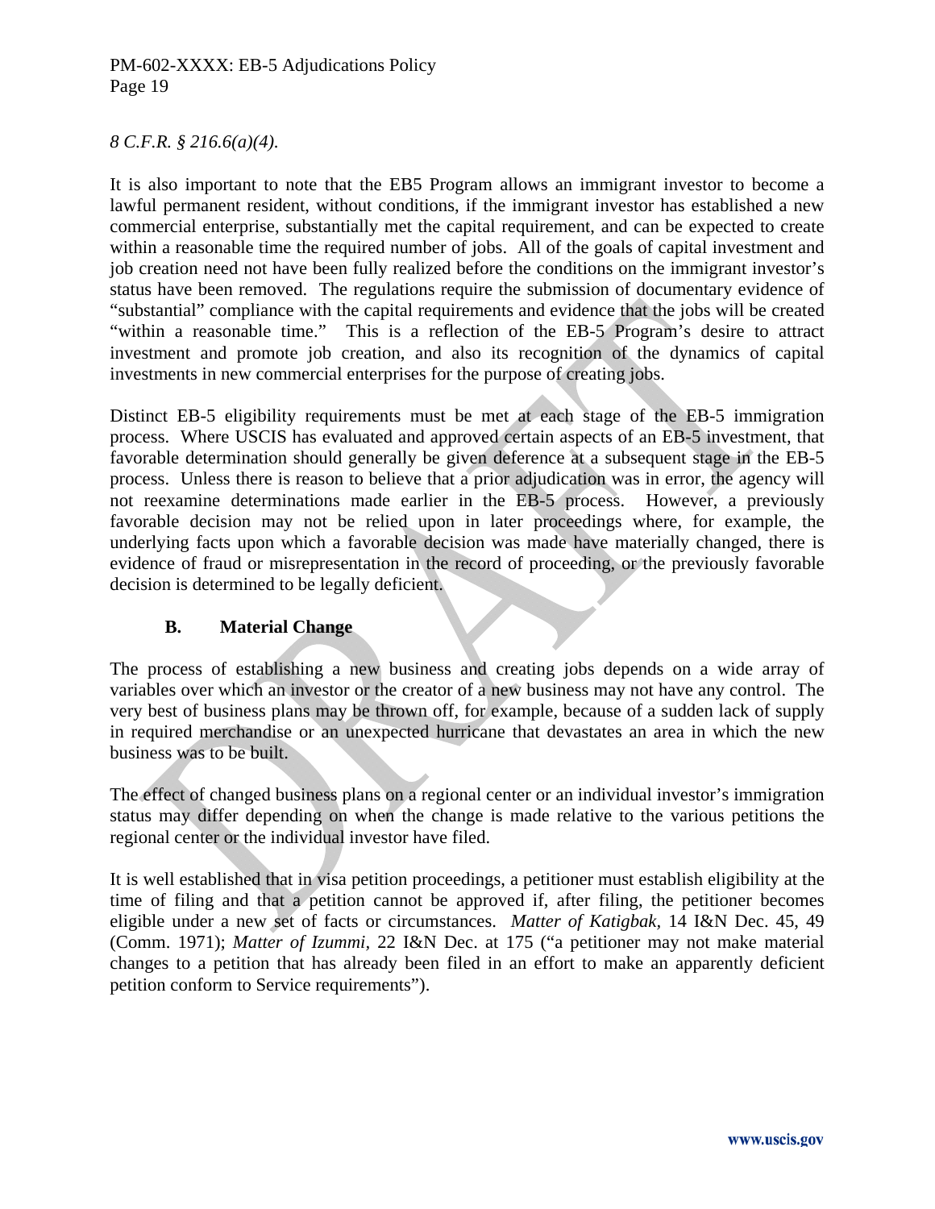*8 C.F.R. § 216.6(a)(4).*

It is also important to note that the EB5 Program allows an immigrant investor to become a lawful permanent resident, without conditions, if the immigrant investor has established a new commercial enterprise, substantially met the capital requirement, and can be expected to create within a reasonable time the required number of jobs. All of the goals of capital investment and job creation need not have been fully realized before the conditions on the immigrant investor's status have been removed. The regulations require the submission of documentary evidence of "substantial" compliance with the capital requirements and evidence that the jobs will be created "within a reasonable time." This is a reflection of the EB-5 Program's desire to attract investment and promote job creation, and also its recognition of the dynamics of capital investments in new commercial enterprises for the purpose of creating jobs.

Distinct EB-5 eligibility requirements must be met at each stage of the EB-5 immigration process. Where USCIS has evaluated and approved certain aspects of an EB-5 investment, that favorable determination should generally be given deference at a subsequent stage in the EB-5 process. Unless there is reason to believe that a prior adjudication was in error, the agency will not reexamine determinations made earlier in the EB-5 process. However, a previously favorable decision may not be relied upon in later proceedings where, for example, the underlying facts upon which a favorable decision was made have materially changed, there is evidence of fraud or misrepresentation in the record of proceeding, or the previously favorable decision is determined to be legally deficient.

### B. Material Change

The process of establishing a new business and creating jobs depends on a wide array of variables over which an investor or the creator of a new business may not have any control. The very best of business plans may be thrown off, for example, because of a sudden lack of supply in required merchandise or an unexpected hurricane that devastates an area in which the new business was to be built.

The effect of changed business plans on a regional center or an individual investor's immigration status may differ depending on when the change is made relative to the various petitions the regional center or the individual investor have filed.

It is well established that in visa petition proceedings, a petitioner must establish eligibility at the time of filing and that a petition cannot be approved if, after filing, the petitioner becomes eligible under a new set of facts or circumstances. *Matter of Katigbak,* 14 I&N Dec. 45, 49 (Comm. 1971); *Matter of Izummi,* 22 I&N Dec. at 175 ("a petitioner may not make material changes to a petition that has already been filed in an effort to make an apparently deficient petition conform to Service requirements").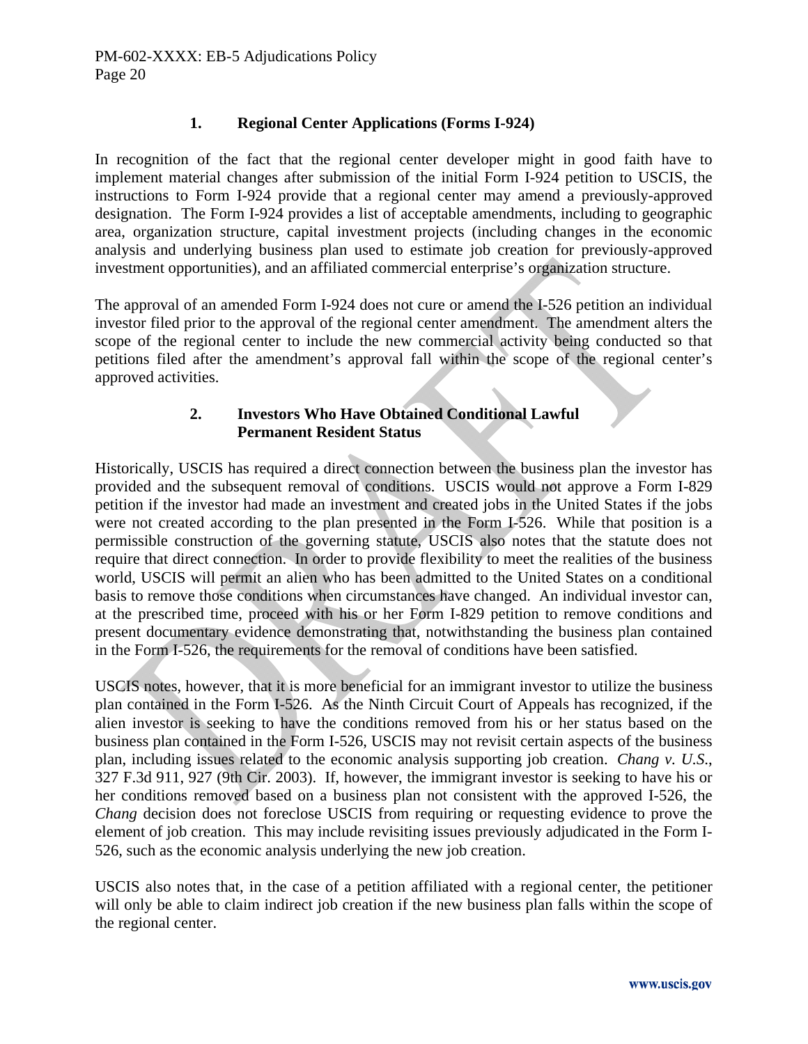### 1. Regional Center Applications (Forms I-924)

In recognition of the fact that the regional center developer might in good faith have to implement material changes after submission of the initial Form I-924 petition to USCIS, the instructions to Form I-924 provide that a regional center may amend a previously-approved designation. The Form I-924 provides a list of acceptable amendments, including to geographic area, organization structure, capital investment projects (including changes in the economic analysis and underlying business plan used to estimate job creation for previously-approved investment opportunities), and an affiliated commercial enterprise's organization structure.

The approval of an amended Form I-924 does not cure or amend the I-526 petition an individual investor filed prior to the approval of the regional center amendment. The amendment alters the scope of the regional center to include the new commercial activity being conducted so that petitions filed after the amendment's approval fall within the scope of the regional center's approved activities.

### 2. Investors Who Have Obtained Conditional Lawful Permanent Resident Status

Historically, USCIS has required a direct connection between the business plan the investor has provided and the subsequent removal of conditions. USCIS would not approve a Form I-829 petition if the investor had made an investment and created jobs in the United States if the jobs were not created according to the plan presented in the Form I-526. While that position is a permissible construction of the governing statute, USCIS also notes that the statute does not require that direct connection. In order to provide flexibility to meet the realities of the business world, USCIS will permit an alien who has been admitted to the United States on a conditional basis to remove those conditions when circumstances have changed. An individual investor can, at the prescribed time, proceed with his or her Form I-829 petition to remove conditions and present documentary evidence demonstrating that, notwithstanding the business plan contained in the Form I-526, the requirements for the removal of conditions have been satisfied.

USCIS notes, however, that it is more beneficial for an immigrant investor to utilize the business plan contained in the Form I-526. As the Ninth Circuit Court of Appeals has recognized, if the alien investor is seeking to have the conditions removed from his or her status based on the business plan contained in the Form I-526, USCIS may not revisit certain aspects of the business plan, including issues related to the economic analysis supporting job creation. *Chang v. U.S.*, 327 F.3d 911, 927 (9th Cir. 2003). If, however, the immigrant investor is seeking to have his or her conditions removed based on a business plan not consistent with the approved I-526, the *Chang* decision does not foreclose USCIS from requiring or requesting evidence to prove the element of job creation. This may include revisiting issues previously adjudicated in the Form I-526, such as the economic analysis underlying the new job creation.

USCIS also notes that, in the case of a petition affiliated with a regional center, the petitioner will only be able to claim indirect job creation if the new business plan falls within the scope of the regional center.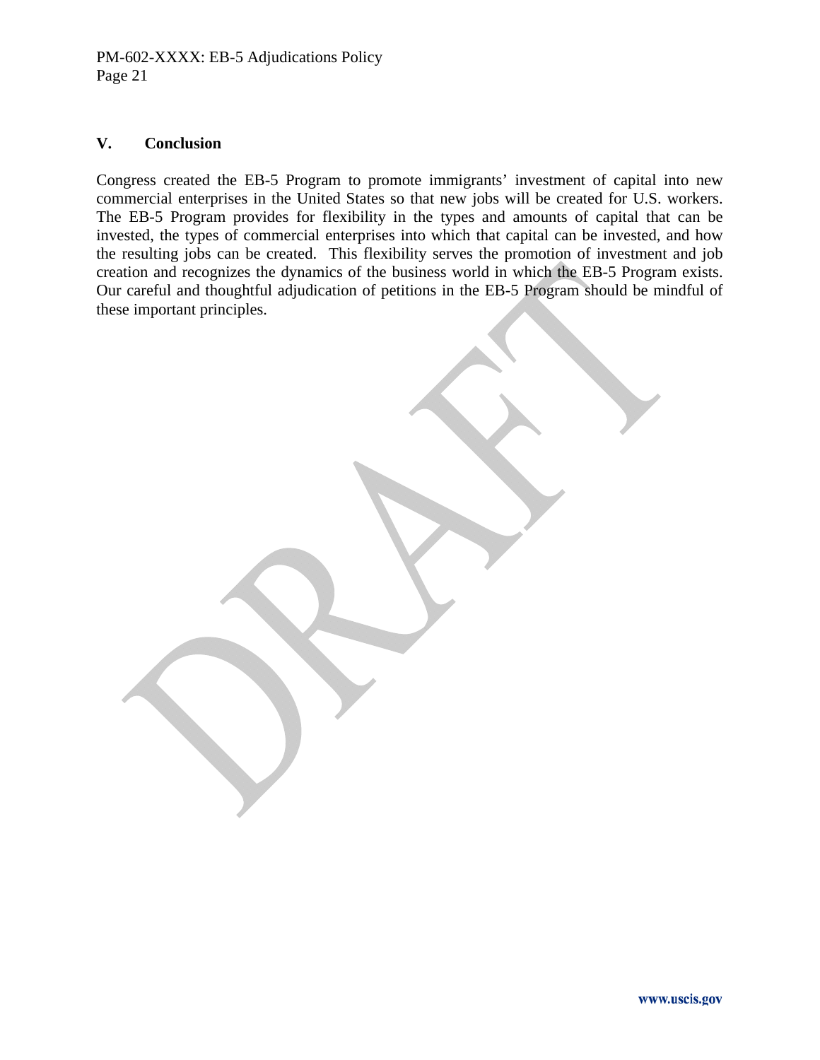## V. Conclusion

Congress created the EB-5 Program to promote immigrants' investment of capital into new commercial enterprises in the United States so that new jobs will be created for U.S. workers. The EB-5 Program provides for flexibility in the types and amounts of capital that can be invested, the types of commercial enterprises into which that capital can be invested, and how the resulting jobs can be created. This flexibility serves the promotion of investment and job creation and recognizes the dynamics of the business world in which the EB-5 Program exists. Our careful and thoughtful adjudication of petitions in the EB-5 Program should be mindful of these important principles.